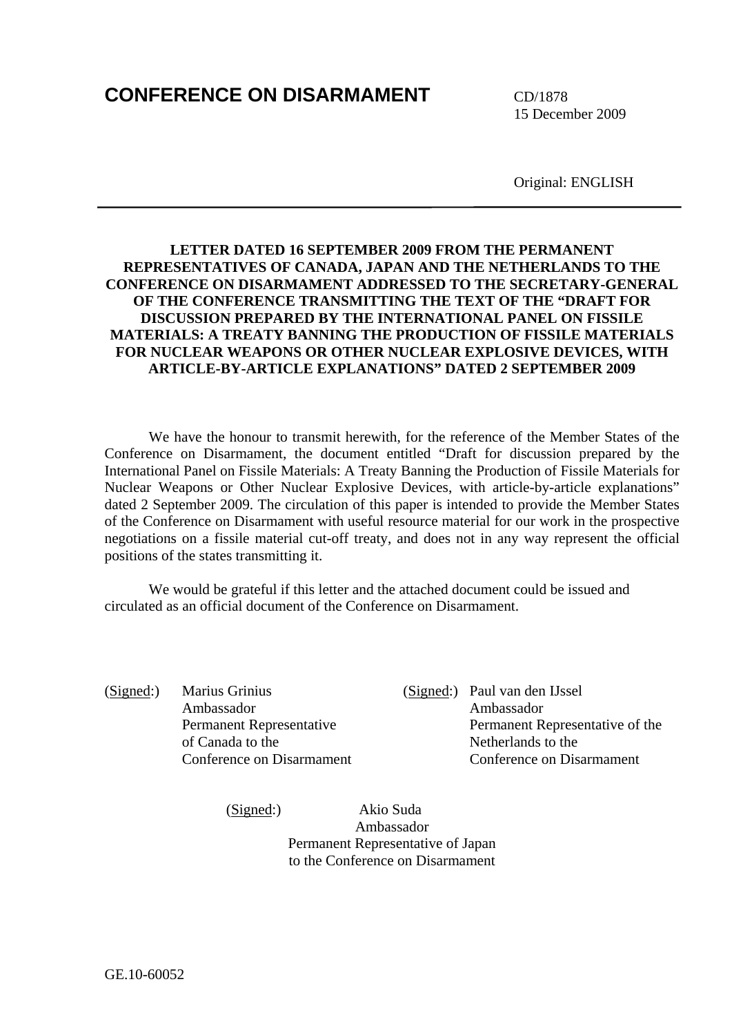# CONFERENCE ON DISARMAMENT

CD/1878
15 December 2009

Original: ENGLISH

---

**LETTER DATED 16 SEPTEMBER 2009 FROM THE PERMANENT REPRESENTATIVES OF CANADA, JAPAN AND THE NETHERLANDS TO THE CONFERENCE ON DISARMAMENT ADDRESSED TO THE SECRETARY-GENERAL OF THE CONFERENCE TRANSMITTING THE TEXT OF THE "DRAFT FOR DISCUSSION PREPARED BY THE INTERNATIONAL PANEL ON FISSILE MATERIALS: A TREATY BANNING THE PRODUCTION OF FISSILE MATERIALS FOR NUCLEAR WEAPONS OR OTHER NUCLEAR EXPLOSIVE DEVICES, WITH ARTICLE-BY-ARTICLE EXPLANATIONS" DATED 2 SEPTEMBER 2009**

We have the honour to transmit herewith, for the reference of the Member States of the Conference on Disarmament, the document entitled "Draft for discussion prepared by the International Panel on Fissile Materials: A Treaty Banning the Production of Fissile Materials for Nuclear Weapons or Other Nuclear Explosive Devices, with article-by-article explanations" dated 2 September 2009. The circulation of this paper is intended to provide the Member States of the Conference on Disarmament with useful resource material for our work in the prospective negotiations on a fissile material cut-off treaty, and does not in any way represent the official positions of the states transmitting it.

We would be grateful if this letter and the attached document could be issued and circulated as an official document of the Conference on Disarmament.

(Signed:) Marius Grinius
Ambassador
Permanent Representative
of Canada to the
Conference on Disarmament

(Signed:) Paul van den IJssel
Ambassador
Permanent Representative of the
Netherlands to the
Conference on Disarmament

(Signed:) Akio Suda
Ambassador
Permanent Representative of Japan
to the Conference on Disarmament

GE.10-60052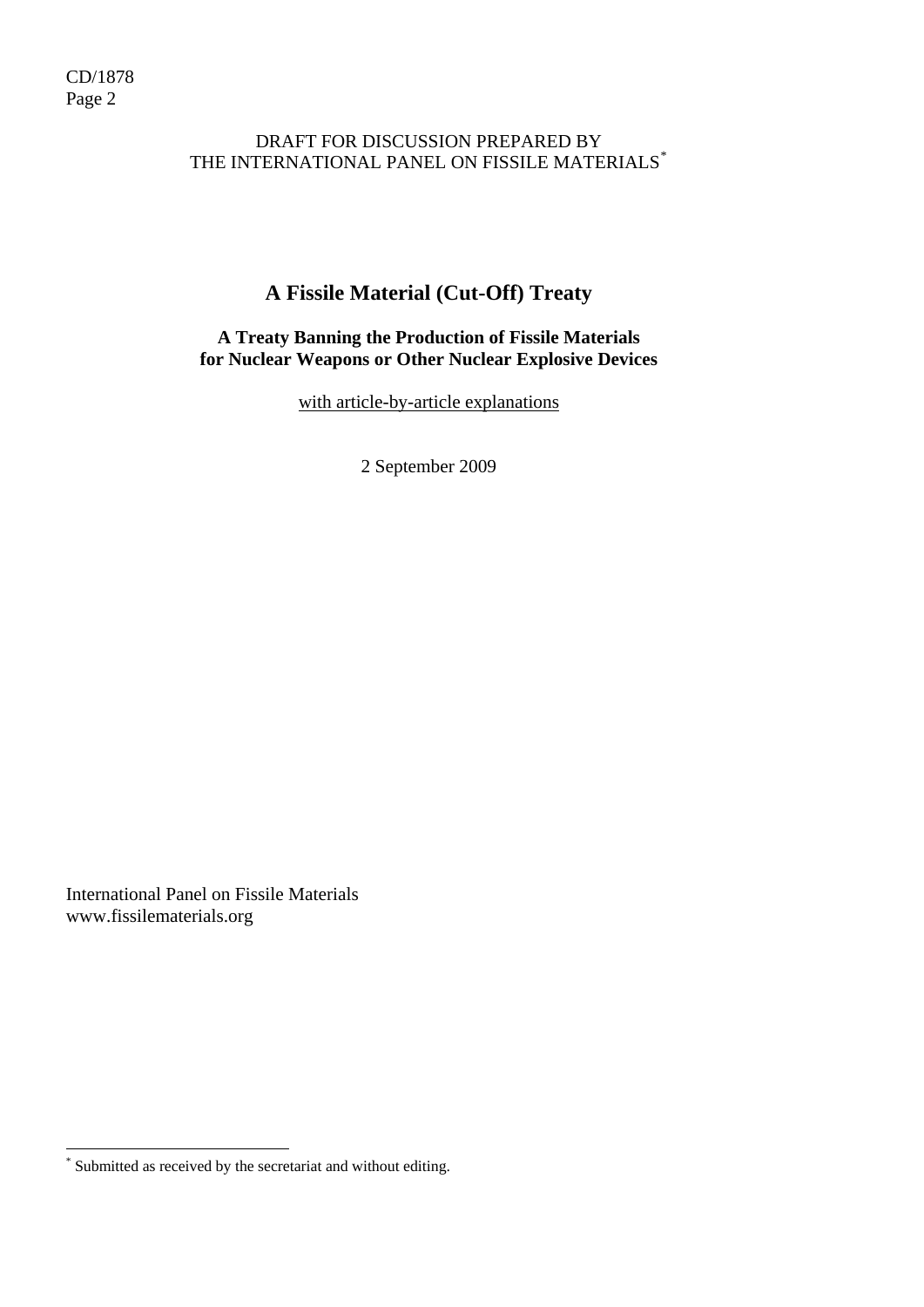DRAFT FOR DISCUSSION PREPARED BY
THE INTERNATIONAL PANEL ON FISSILE MATERIALS*

# A Fissile Material (Cut-Off) Treaty

## A Treaty Banning the Production of Fissile Materials for Nuclear Weapons or Other Nuclear Explosive Devices

with article-by-article explanations

2 September 2009

International Panel on Fissile Materials
www.fissilematerials.org

* Submitted as received by the secretariat and without editing.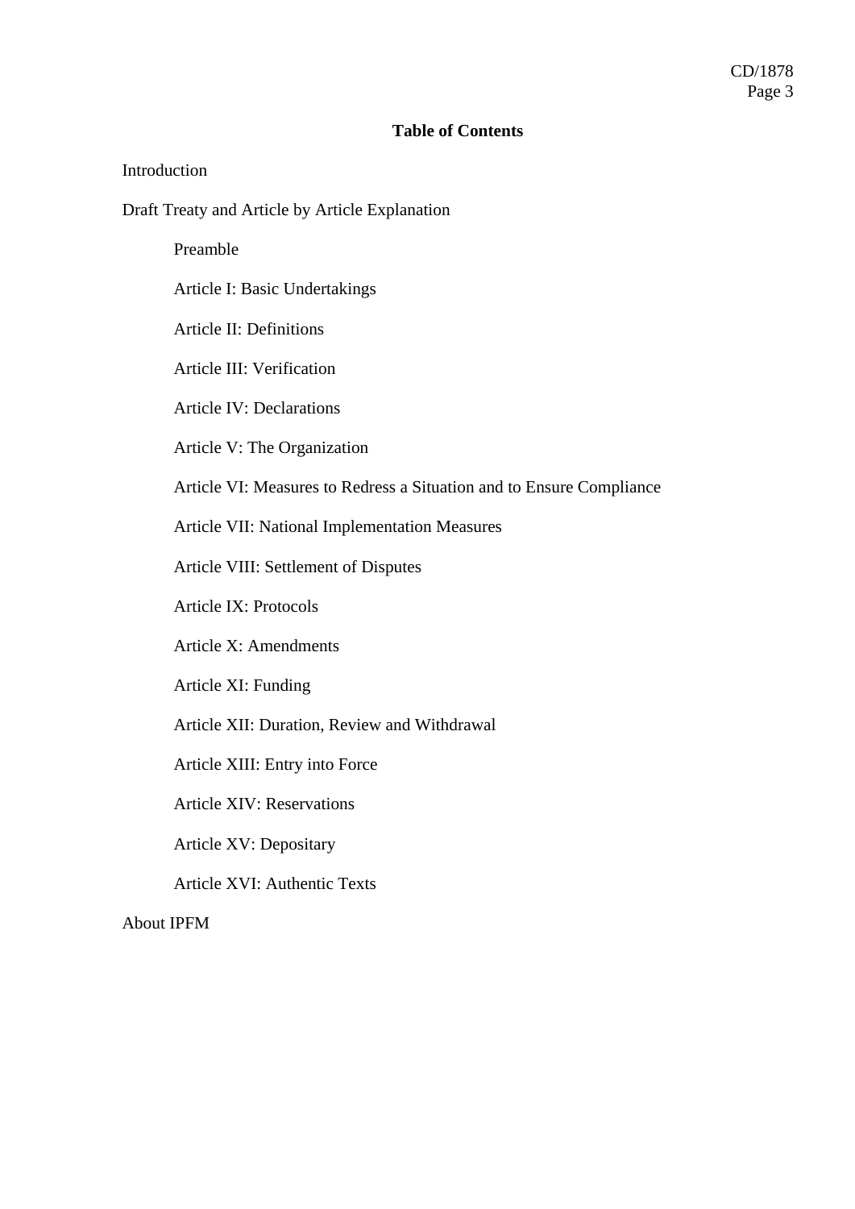## Table of Contents

Introduction

Draft Treaty and Article by Article Explanation

- Preamble
- Article I: Basic Undertakings
- Article II: Definitions
- Article III: Verification
- Article IV: Declarations
- Article V: The Organization
- Article VI: Measures to Redress a Situation and to Ensure Compliance
- Article VII: National Implementation Measures
- Article VIII: Settlement of Disputes
- Article IX: Protocols
- Article X: Amendments
- Article XI: Funding
- Article XII: Duration, Review and Withdrawal
- Article XIII: Entry into Force
- Article XIV: Reservations
- Article XV: Depositary
- Article XVI: Authentic Texts

About IPFM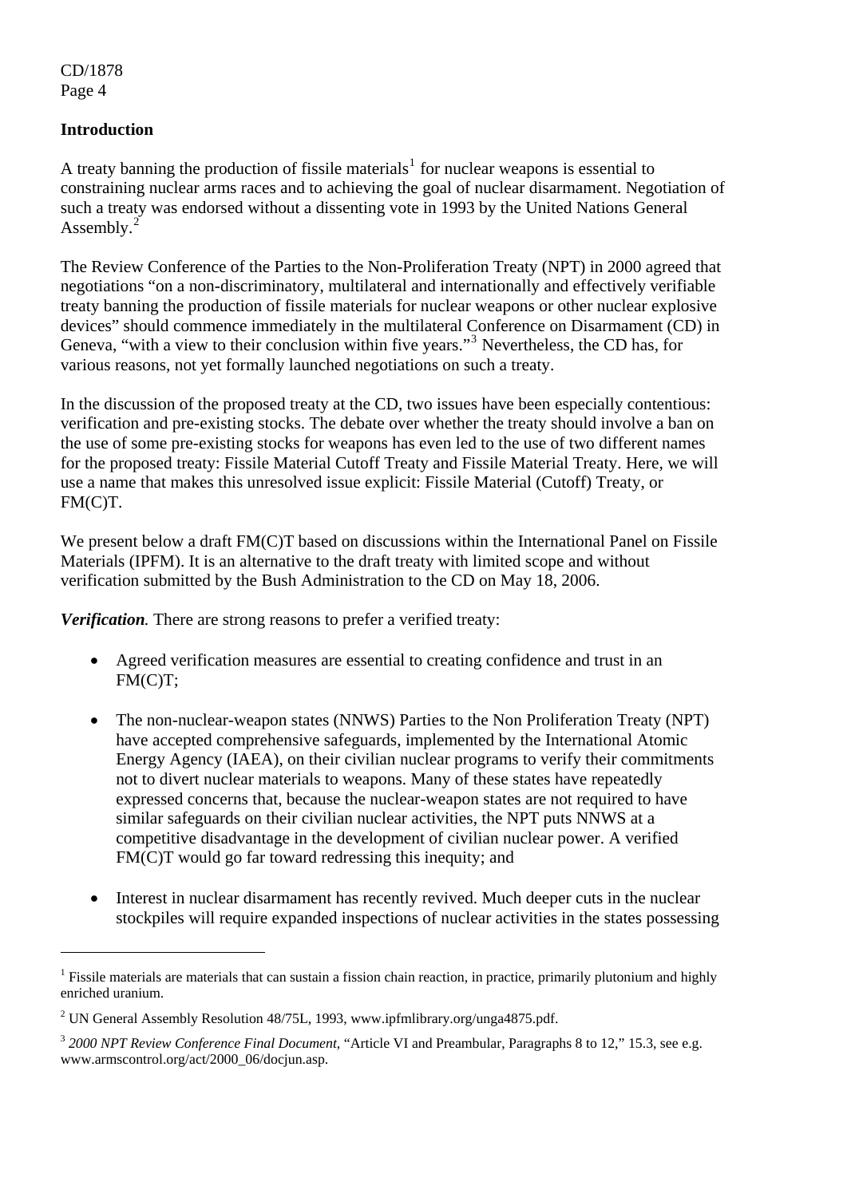## Introduction

A treaty banning the production of fissile materials[1] for nuclear weapons is essential to constraining nuclear arms races and to achieving the goal of nuclear disarmament. Negotiation of such a treaty was endorsed without a dissenting vote in 1993 by the United Nations General Assembly.[2]

The Review Conference of the Parties to the Non-Proliferation Treaty (NPT) in 2000 agreed that negotiations "on a non-discriminatory, multilateral and internationally and effectively verifiable treaty banning the production of fissile materials for nuclear weapons or other nuclear explosive devices" should commence immediately in the multilateral Conference on Disarmament (CD) in Geneva, "with a view to their conclusion within five years."[3] Nevertheless, the CD has, for various reasons, not yet formally launched negotiations on such a treaty.

In the discussion of the proposed treaty at the CD, two issues have been especially contentious: verification and pre-existing stocks. The debate over whether the treaty should involve a ban on the use of some pre-existing stocks for weapons has even led to the use of two different names for the proposed treaty: Fissile Material Cutoff Treaty and Fissile Material Treaty. Here, we will use a name that makes this unresolved issue explicit: Fissile Material (Cutoff) Treaty, or FM(C)T.

We present below a draft FM(C)T based on discussions within the International Panel on Fissile Materials (IPFM). It is an alternative to the draft treaty with limited scope and without verification submitted by the Bush Administration to the CD on May 18, 2006.

***Verification.*** There are strong reasons to prefer a verified treaty:

- Agreed verification measures are essential to creating confidence and trust in an FM(C)T;

- The non-nuclear-weapon states (NNWS) Parties to the Non Proliferation Treaty (NPT) have accepted comprehensive safeguards, implemented by the International Atomic Energy Agency (IAEA), on their civilian nuclear programs to verify their commitments not to divert nuclear materials to weapons. Many of these states have repeatedly expressed concerns that, because the nuclear-weapon states are not required to have similar safeguards on their civilian nuclear activities, the NPT puts NNWS at a competitive disadvantage in the development of civilian nuclear power. A verified FM(C)T would go far toward redressing this inequity; and

- Interest in nuclear disarmament has recently revived. Much deeper cuts in the nuclear stockpiles will require expanded inspections of nuclear activities in the states possessing

---

[1] Fissile materials are materials that can sustain a fission chain reaction, in practice, primarily plutonium and highly enriched uranium.

[2] UN General Assembly Resolution 48/75L, 1993, www.ipfmlibrary.org/unga4875.pdf.

[3] *2000 NPT Review Conference Final Document*, "Article VI and Preambular, Paragraphs 8 to 12," 15.3, see e.g. www.armscontrol.org/act/2000_06/docjun.asp.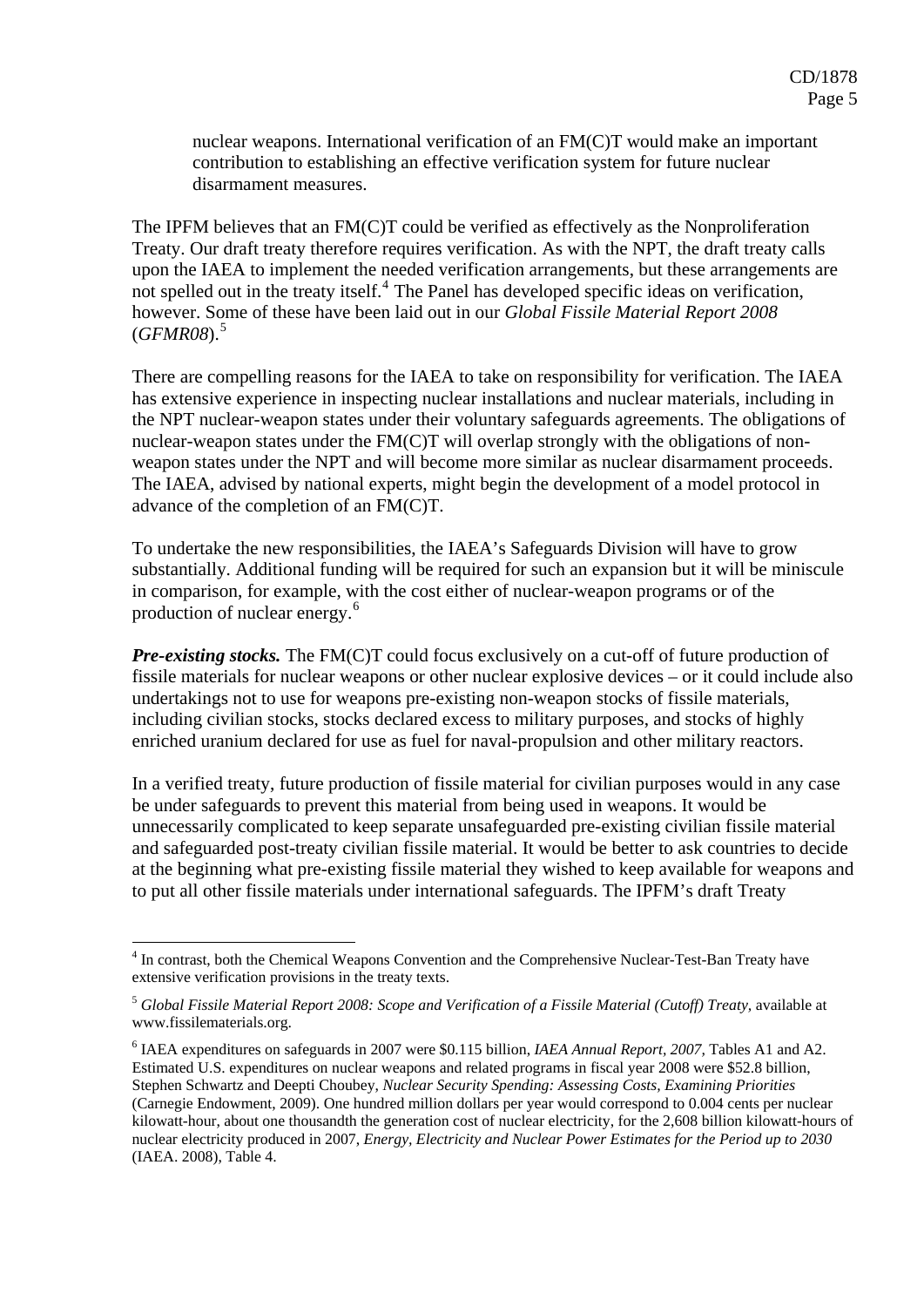nuclear weapons. International verification of an FM(C)T would make an important contribution to establishing an effective verification system for future nuclear disarmament measures.

The IPFM believes that an FM(C)T could be verified as effectively as the Nonproliferation Treaty. Our draft treaty therefore requires verification. As with the NPT, the draft treaty calls upon the IAEA to implement the needed verification arrangements, but these arrangements are not spelled out in the treaty itself.[4] The Panel has developed specific ideas on verification, however. Some of these have been laid out in our *Global Fissile Material Report 2008* (*GFMR08*).[5]

There are compelling reasons for the IAEA to take on responsibility for verification. The IAEA has extensive experience in inspecting nuclear installations and nuclear materials, including in the NPT nuclear-weapon states under their voluntary safeguards agreements. The obligations of nuclear-weapon states under the FM(C)T will overlap strongly with the obligations of non-weapon states under the NPT and will become more similar as nuclear disarmament proceeds. The IAEA, advised by national experts, might begin the development of a model protocol in advance of the completion of an FM(C)T.

To undertake the new responsibilities, the IAEA's Safeguards Division will have to grow substantially. Additional funding will be required for such an expansion but it will be miniscule in comparison, for example, with the cost either of nuclear-weapon programs or of the production of nuclear energy.[6]

***Pre-existing stocks.*** The FM(C)T could focus exclusively on a cut-off of future production of fissile materials for nuclear weapons or other nuclear explosive devices – or it could include also undertakings not to use for weapons pre-existing non-weapon stocks of fissile materials, including civilian stocks, stocks declared excess to military purposes, and stocks of highly enriched uranium declared for use as fuel for naval-propulsion and other military reactors.

In a verified treaty, future production of fissile material for civilian purposes would in any case be under safeguards to prevent this material from being used in weapons. It would be unnecessarily complicated to keep separate unsafeguarded pre-existing civilian fissile material and safeguarded post-treaty civilian fissile material. It would be better to ask countries to decide at the beginning what pre-existing fissile material they wished to keep available for weapons and to put all other fissile materials under international safeguards. The IPFM's draft Treaty

---

[4] In contrast, both the Chemical Weapons Convention and the Comprehensive Nuclear-Test-Ban Treaty have extensive verification provisions in the treaty texts.

[5] *Global Fissile Material Report 2008: Scope and Verification of a Fissile Material (Cutoff) Treaty,* available at www.fissilematerials.org.

[6] IAEA expenditures on safeguards in 2007 were $0.115 billion, *IAEA Annual Report, 2007,* Tables A1 and A2. Estimated U.S. expenditures on nuclear weapons and related programs in fiscal year 2008 were $52.8 billion, Stephen Schwartz and Deepti Choubey, *Nuclear Security Spending: Assessing Costs, Examining Priorities* (Carnegie Endowment, 2009). One hundred million dollars per year would correspond to 0.004 cents per nuclear kilowatt-hour, about one thousandth the generation cost of nuclear electricity, for the 2,608 billion kilowatt-hours of nuclear electricity produced in 2007, *Energy, Electricity and Nuclear Power Estimates for the Period up to 2030* (IAEA. 2008), Table 4.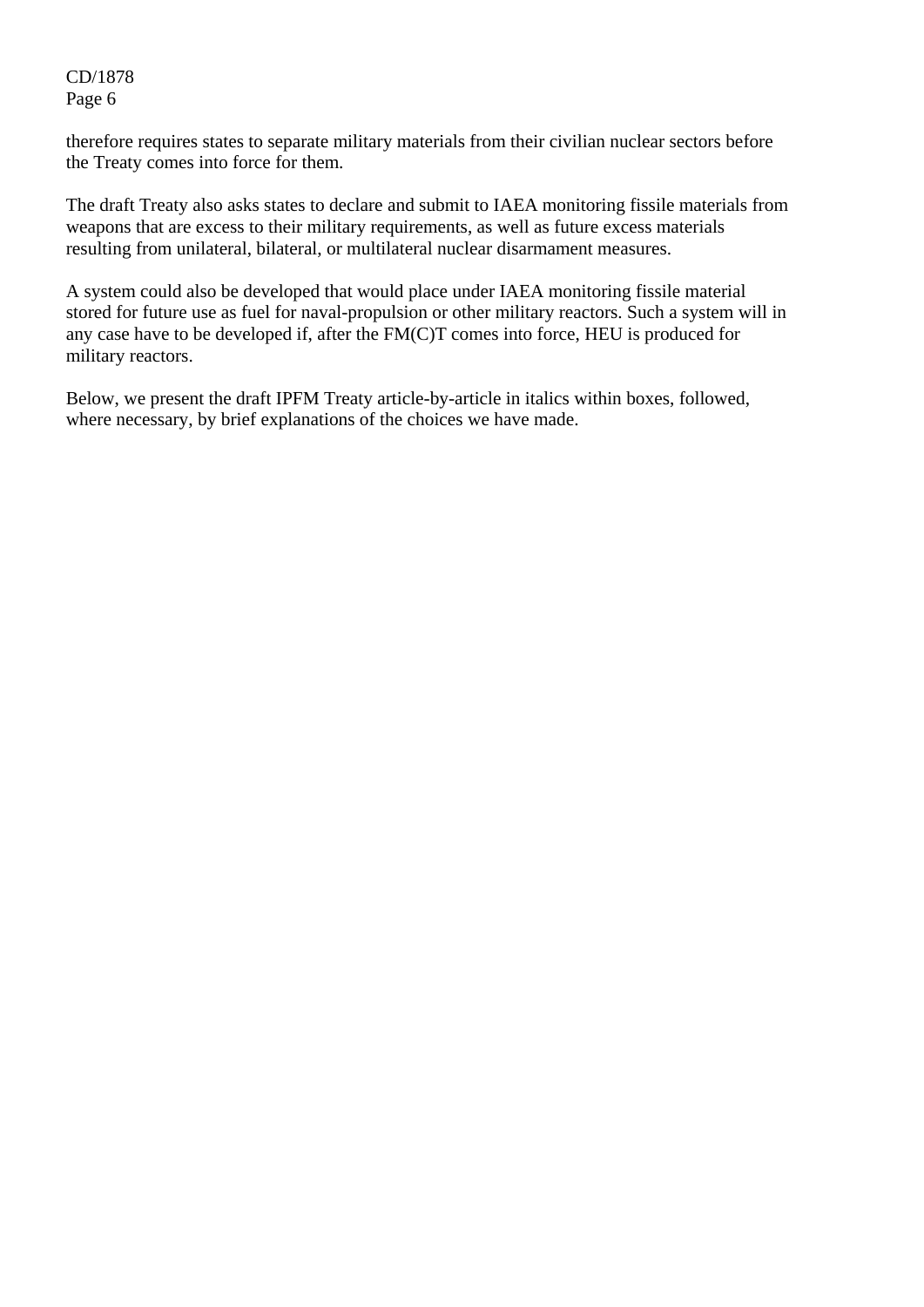therefore requires states to separate military materials from their civilian nuclear sectors before the Treaty comes into force for them.

The draft Treaty also asks states to declare and submit to IAEA monitoring fissile materials from weapons that are excess to their military requirements, as well as future excess materials resulting from unilateral, bilateral, or multilateral nuclear disarmament measures.

A system could also be developed that would place under IAEA monitoring fissile material stored for future use as fuel for naval-propulsion or other military reactors. Such a system will in any case have to be developed if, after the FM(C)T comes into force, HEU is produced for military reactors.

Below, we present the draft IPFM Treaty article-by-article in italics within boxes, followed, where necessary, by brief explanations of the choices we have made.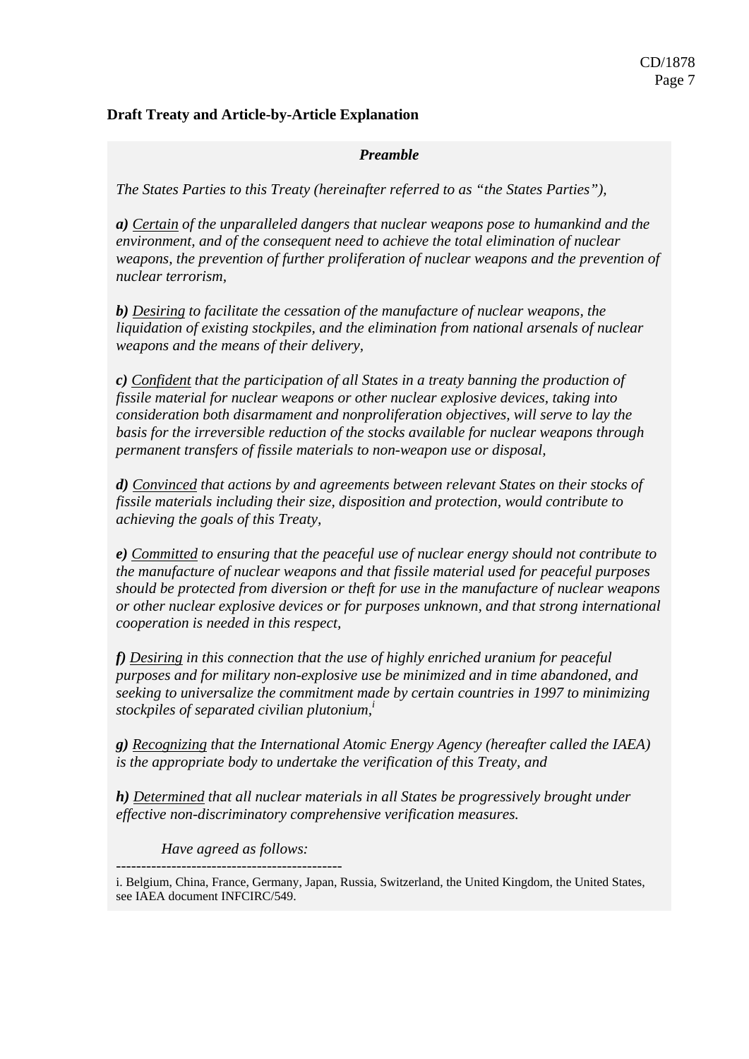**Draft Treaty and Article-by-Article Explanation**

***Preamble***

*The States Parties to this Treaty (hereinafter referred to as "the States Parties"),*

***a)*** *<u>Certain</u> of the unparalleled dangers that nuclear weapons pose to humankind and the environment, and of the consequent need to achieve the total elimination of nuclear weapons, the prevention of further proliferation of nuclear weapons and the prevention of nuclear terrorism,*

***b)*** *<u>Desiring</u> to facilitate the cessation of the manufacture of nuclear weapons, the liquidation of existing stockpiles, and the elimination from national arsenals of nuclear weapons and the means of their delivery,*

***c)*** *<u>Confident</u> that the participation of all States in a treaty banning the production of fissile material for nuclear weapons or other nuclear explosive devices, taking into consideration both disarmament and nonproliferation objectives, will serve to lay the basis for the irreversible reduction of the stocks available for nuclear weapons through permanent transfers of fissile materials to non-weapon use or disposal,*

***d)*** *<u>Convinced</u> that actions by and agreements between relevant States on their stocks of fissile materials including their size, disposition and protection, would contribute to achieving the goals of this Treaty,*

***e)*** *<u>Committed</u> to ensuring that the peaceful use of nuclear energy should not contribute to the manufacture of nuclear weapons and that fissile material used for peaceful purposes should be protected from diversion or theft for use in the manufacture of nuclear weapons or other nuclear explosive devices or for purposes unknown, and that strong international cooperation is needed in this respect,*

***f)*** *<u>Desiring</u> in this connection that the use of highly enriched uranium for peaceful purposes and for military non-explosive use be minimized and in time abandoned, and seeking to universalize the commitment made by certain countries in 1997 to minimizing stockpiles of separated civilian plutonium,*[i]

***g)*** *<u>Recognizing</u> that the International Atomic Energy Agency (hereafter called the IAEA) is the appropriate body to undertake the verification of this Treaty, and*

***h)*** *<u>Determined</u> that all nuclear materials in all States be progressively brought under effective non-discriminatory comprehensive verification measures.*

*Have agreed as follows:*

---

i. Belgium, China, France, Germany, Japan, Russia, Switzerland, the United Kingdom, the United States, see IAEA document INFCIRC/549.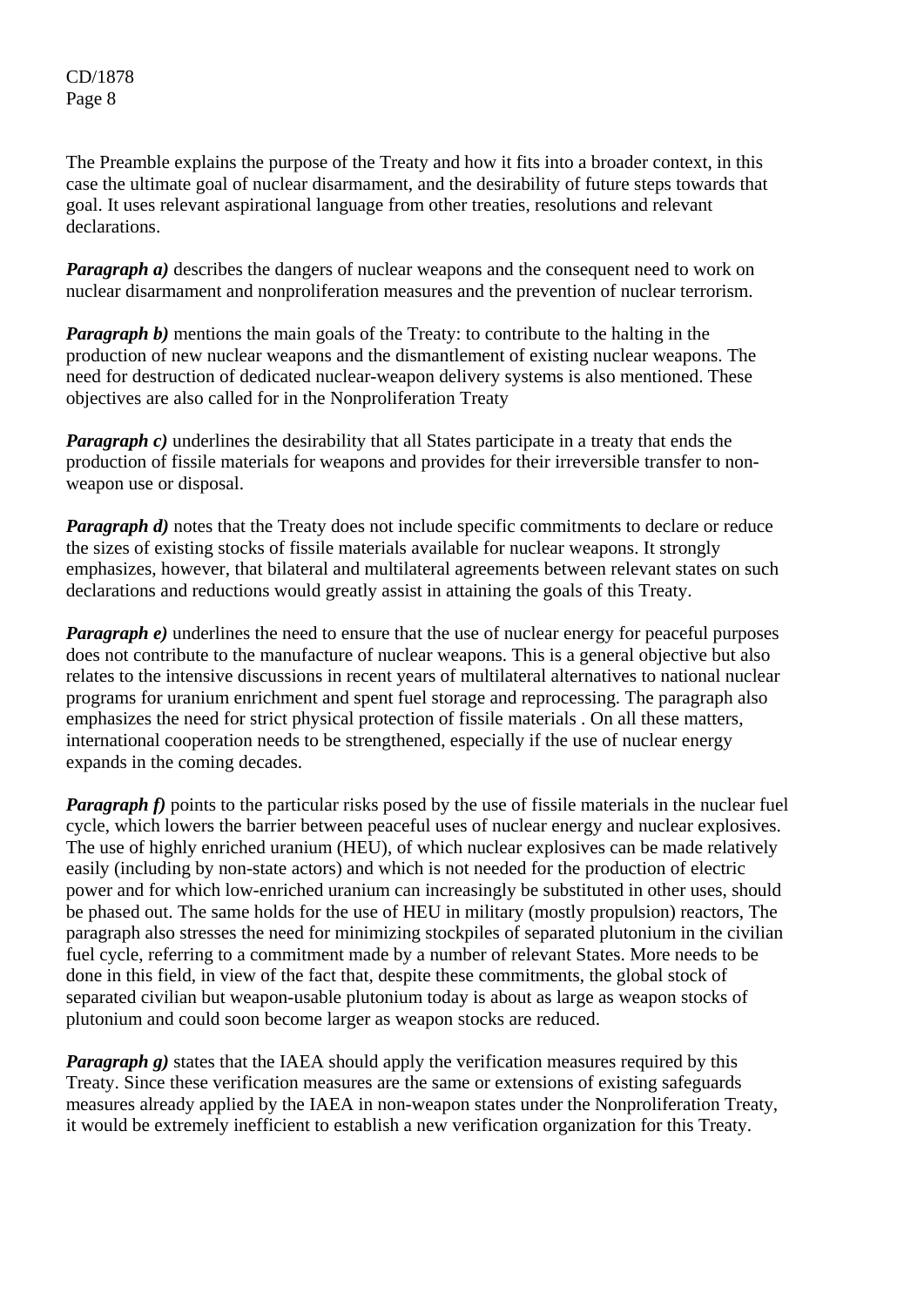The Preamble explains the purpose of the Treaty and how it fits into a broader context, in this case the ultimate goal of nuclear disarmament, and the desirability of future steps towards that goal. It uses relevant aspirational language from other treaties, resolutions and relevant declarations.

***Paragraph a)*** describes the dangers of nuclear weapons and the consequent need to work on nuclear disarmament and nonproliferation measures and the prevention of nuclear terrorism.

***Paragraph b)*** mentions the main goals of the Treaty: to contribute to the halting in the production of new nuclear weapons and the dismantlement of existing nuclear weapons. The need for destruction of dedicated nuclear-weapon delivery systems is also mentioned. These objectives are also called for in the Nonproliferation Treaty

***Paragraph c)*** underlines the desirability that all States participate in a treaty that ends the production of fissile materials for weapons and provides for their irreversible transfer to non-weapon use or disposal.

***Paragraph d)*** notes that the Treaty does not include specific commitments to declare or reduce the sizes of existing stocks of fissile materials available for nuclear weapons. It strongly emphasizes, however, that bilateral and multilateral agreements between relevant states on such declarations and reductions would greatly assist in attaining the goals of this Treaty.

***Paragraph e)*** underlines the need to ensure that the use of nuclear energy for peaceful purposes does not contribute to the manufacture of nuclear weapons. This is a general objective but also relates to the intensive discussions in recent years of multilateral alternatives to national nuclear programs for uranium enrichment and spent fuel storage and reprocessing. The paragraph also emphasizes the need for strict physical protection of fissile materials . On all these matters, international cooperation needs to be strengthened, especially if the use of nuclear energy expands in the coming decades.

***Paragraph f)*** points to the particular risks posed by the use of fissile materials in the nuclear fuel cycle, which lowers the barrier between peaceful uses of nuclear energy and nuclear explosives. The use of highly enriched uranium (HEU), of which nuclear explosives can be made relatively easily (including by non-state actors) and which is not needed for the production of electric power and for which low-enriched uranium can increasingly be substituted in other uses, should be phased out. The same holds for the use of HEU in military (mostly propulsion) reactors, The paragraph also stresses the need for minimizing stockpiles of separated plutonium in the civilian fuel cycle, referring to a commitment made by a number of relevant States. More needs to be done in this field, in view of the fact that, despite these commitments, the global stock of separated civilian but weapon-usable plutonium today is about as large as weapon stocks of plutonium and could soon become larger as weapon stocks are reduced.

***Paragraph g)*** states that the IAEA should apply the verification measures required by this Treaty. Since these verification measures are the same or extensions of existing safeguards measures already applied by the IAEA in non-weapon states under the Nonproliferation Treaty, it would be extremely inefficient to establish a new verification organization for this Treaty.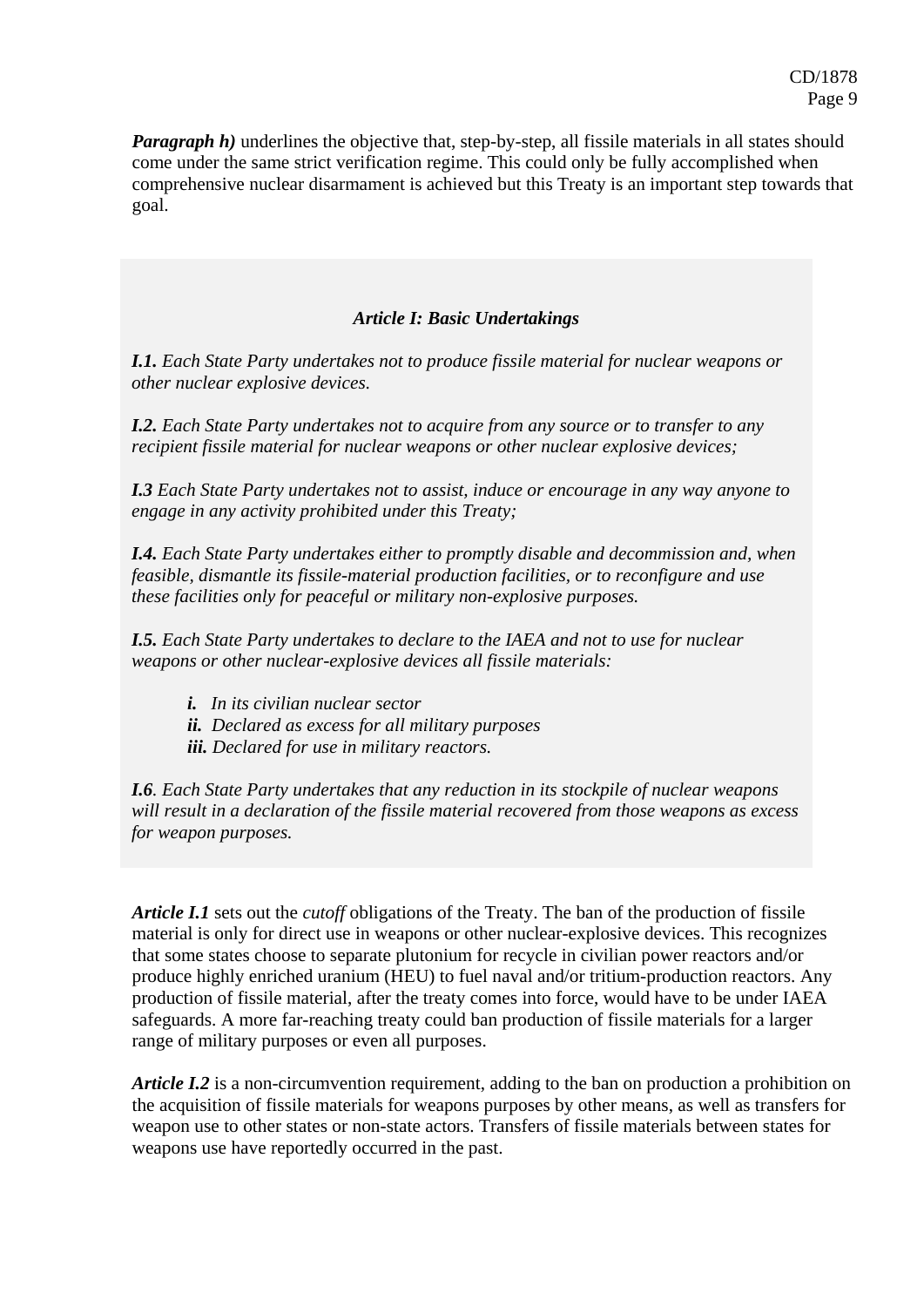***Paragraph h)*** underlines the objective that, step-by-step, all fissile materials in all states should come under the same strict verification regime. This could only be fully accomplished when comprehensive nuclear disarmament is achieved but this Treaty is an important step towards that goal.

### *Article I: Basic Undertakings*

***I.1.*** *Each State Party undertakes not to produce fissile material for nuclear weapons or other nuclear explosive devices.*

***I.2.*** *Each State Party undertakes not to acquire from any source or to transfer to any recipient fissile material for nuclear weapons or other nuclear explosive devices;*

***I.3*** *Each State Party undertakes not to assist, induce or encourage in any way anyone to engage in any activity prohibited under this Treaty;*

***I.4.*** *Each State Party undertakes either to promptly disable and decommission and, when feasible, dismantle its fissile-material production facilities, or to reconfigure and use these facilities only for peaceful or military non-explosive purposes.*

***I.5.*** *Each State Party undertakes to declare to the IAEA and not to use for nuclear weapons or other nuclear-explosive devices all fissile materials:*

- ***i.*** *In its civilian nuclear sector*
- ***ii.*** *Declared as excess for all military purposes*
- ***iii.*** *Declared for use in military reactors.*

***I.6****. Each State Party undertakes that any reduction in its stockpile of nuclear weapons will result in a declaration of the fissile material recovered from those weapons as excess for weapon purposes.*

***Article I.1*** sets out the *cutoff* obligations of the Treaty. The ban of the production of fissile material is only for direct use in weapons or other nuclear-explosive devices. This recognizes that some states choose to separate plutonium for recycle in civilian power reactors and/or produce highly enriched uranium (HEU) to fuel naval and/or tritium-production reactors. Any production of fissile material, after the treaty comes into force, would have to be under IAEA safeguards. A more far-reaching treaty could ban production of fissile materials for a larger range of military purposes or even all purposes.

***Article I.2*** is a non-circumvention requirement, adding to the ban on production a prohibition on the acquisition of fissile materials for weapons purposes by other means, as well as transfers for weapon use to other states or non-state actors. Transfers of fissile materials between states for weapons use have reportedly occurred in the past.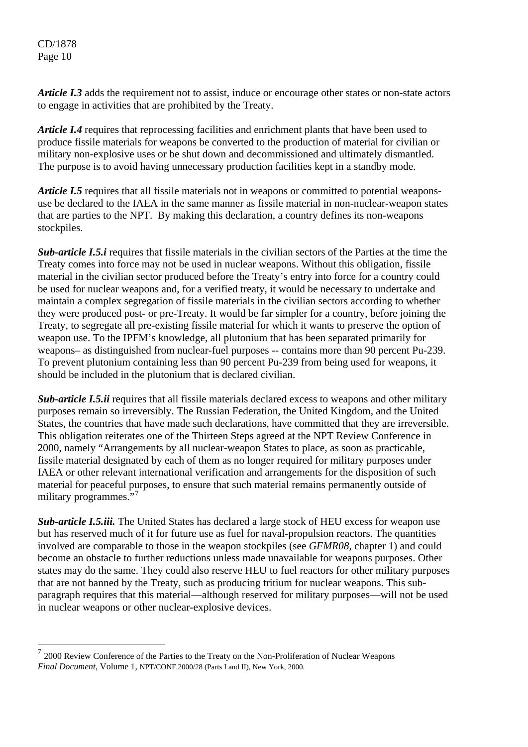***Article I.3*** adds the requirement not to assist, induce or encourage other states or non-state actors to engage in activities that are prohibited by the Treaty.

***Article I.4*** requires that reprocessing facilities and enrichment plants that have been used to produce fissile materials for weapons be converted to the production of material for civilian or military non-explosive uses or be shut down and decommissioned and ultimately dismantled. The purpose is to avoid having unnecessary production facilities kept in a standby mode.

***Article I.5*** requires that all fissile materials not in weapons or committed to potential weapons-use be declared to the IAEA in the same manner as fissile material in non-nuclear-weapon states that are parties to the NPT. By making this declaration, a country defines its non-weapons stockpiles.

***Sub-article I.5.i*** requires that fissile materials in the civilian sectors of the Parties at the time the Treaty comes into force may not be used in nuclear weapons. Without this obligation, fissile material in the civilian sector produced before the Treaty's entry into force for a country could be used for nuclear weapons and, for a verified treaty, it would be necessary to undertake and maintain a complex segregation of fissile materials in the civilian sectors according to whether they were produced post- or pre-Treaty. It would be far simpler for a country, before joining the Treaty, to segregate all pre-existing fissile material for which it wants to preserve the option of weapon use. To the IPFM's knowledge, all plutonium that has been separated primarily for weapons– as distinguished from nuclear-fuel purposes -- contains more than 90 percent Pu-239. To prevent plutonium containing less than 90 percent Pu-239 from being used for weapons, it should be included in the plutonium that is declared civilian.

***Sub-article I.5.ii*** requires that all fissile materials declared excess to weapons and other military purposes remain so irreversibly. The Russian Federation, the United Kingdom, and the United States, the countries that have made such declarations, have committed that they are irreversible. This obligation reiterates one of the Thirteen Steps agreed at the NPT Review Conference in 2000, namely "Arrangements by all nuclear-weapon States to place, as soon as practicable, fissile material designated by each of them as no longer required for military purposes under IAEA or other relevant international verification and arrangements for the disposition of such material for peaceful purposes, to ensure that such material remains permanently outside of military programmes."[7]

***Sub-article I.5.iii.*** The United States has declared a large stock of HEU excess for weapon use but has reserved much of it for future use as fuel for naval-propulsion reactors. The quantities involved are comparable to those in the weapon stockpiles (see *GFMR08*, chapter 1) and could become an obstacle to further reductions unless made unavailable for weapons purposes. Other states may do the same. They could also reserve HEU to fuel reactors for other military purposes that are not banned by the Treaty, such as producing tritium for nuclear weapons. This sub-paragraph requires that this material—although reserved for military purposes—will not be used in nuclear weapons or other nuclear-explosive devices.

---

[7] 2000 Review Conference of the Parties to the Treaty on the Non-Proliferation of Nuclear Weapons *Final Document*, Volume 1, NPT/CONF.2000/28 (Parts I and II), New York, 2000.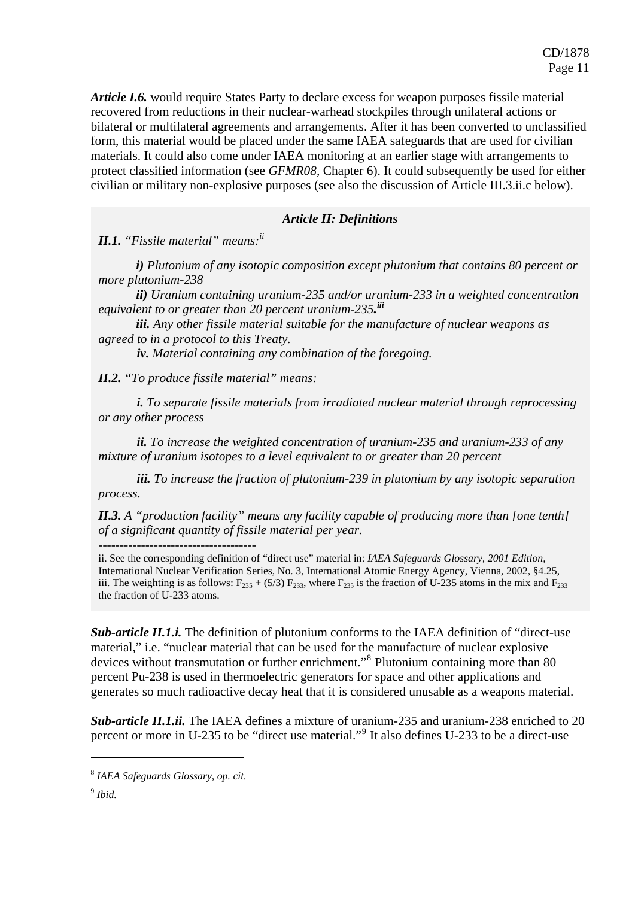***Article I.6.*** would require States Party to declare excess for weapon purposes fissile material recovered from reductions in their nuclear-warhead stockpiles through unilateral actions or bilateral or multilateral agreements and arrangements. After it has been converted to unclassified form, this material would be placed under the same IAEA safeguards that are used for civilian materials. It could also come under IAEA monitoring at an earlier stage with arrangements to protect classified information (see *GFMR08,* Chapter 6). It could subsequently be used for either civilian or military non-explosive purposes (see also the discussion of Article III.3.ii.c below).

### *Article II: Definitions*

***II.1.*** *"Fissile material" means:*[ii]

> ***i)*** *Plutonium of any isotopic composition except plutonium that contains 80 percent or more plutonium-238*
>
> ***ii)*** *Uranium containing uranium-235 and/or uranium-233 in a weighted concentration equivalent to or greater than 20 percent uranium-235.*[iii]
>
> ***iii.*** *Any other fissile material suitable for the manufacture of nuclear weapons as agreed to in a protocol to this Treaty.*
>
> ***iv.*** *Material containing any combination of the foregoing.*

***II.2.*** *"To produce fissile material" means:*

> ***i.*** *To separate fissile materials from irradiated nuclear material through reprocessing or any other process*
>
> ***ii.*** *To increase the weighted concentration of uranium-235 and uranium-233 of any mixture of uranium isotopes to a level equivalent to or greater than 20 percent*
>
> ***iii.*** *To increase the fraction of plutonium-239 in plutonium by any isotopic separation process.*

***II.3.*** *A "production facility" means any facility capable of producing more than [one tenth] of a significant quantity of fissile material per year.*

-------------------------------------

ii. See the corresponding definition of "direct use" material in: *IAEA Safeguards Glossary, 2001 Edition,* International Nuclear Verification Series, No. 3, International Atomic Energy Agency, Vienna, 2002, §4.25,

iii. The weighting is as follows: $F_{235} + (5/3)\,F_{233}$, where $F_{235}$ is the fraction of U-235 atoms in the mix and $F_{233}$ the fraction of U-233 atoms.

***Sub-article II.1.i.*** The definition of plutonium conforms to the IAEA definition of "direct-use material," i.e. "nuclear material that can be used for the manufacture of nuclear explosive devices without transmutation or further enrichment."[8] Plutonium containing more than 80 percent Pu-238 is used in thermoelectric generators for space and other applications and generates so much radioactive decay heat that it is considered unusable as a weapons material.

***Sub-article II.1.ii.*** The IAEA defines a mixture of uranium-235 and uranium-238 enriched to 20 percent or more in U-235 to be "direct use material."[9] It also defines U-233 to be a direct-use

---

[8] *IAEA Safeguards Glossary, op. cit.*

[9] *Ibid.*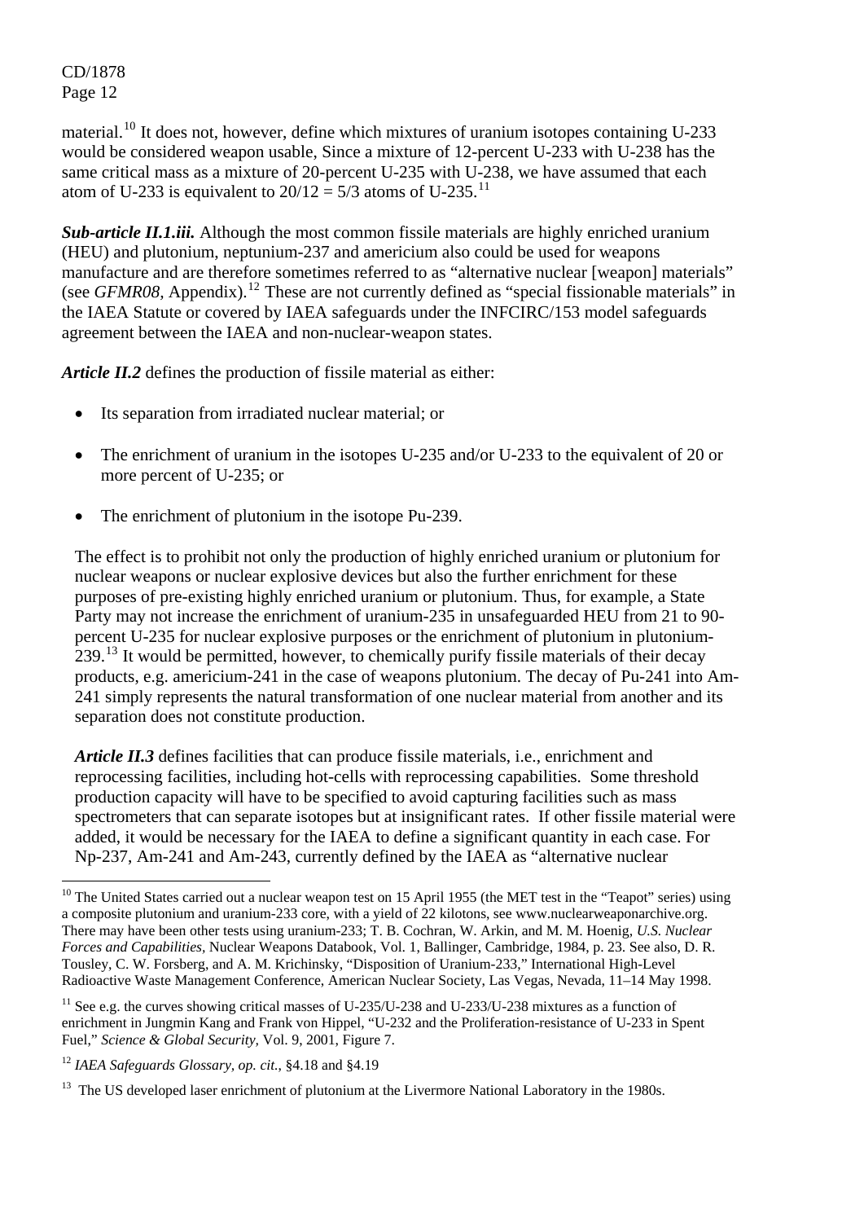material.[10] It does not, however, define which mixtures of uranium isotopes containing U-233 would be considered weapon usable, Since a mixture of 12-percent U-233 with U-238 has the same critical mass as a mixture of 20-percent U-235 with U-238, we have assumed that each atom of U-233 is equivalent to $20/12 = 5/3$ atoms of U-235.[11]

***Sub-article II.1.iii.*** Although the most common fissile materials are highly enriched uranium (HEU) and plutonium, neptunium-237 and americium also could be used for weapons manufacture and are therefore sometimes referred to as "alternative nuclear [weapon] materials" (see *GFMR08*, Appendix).[12] These are not currently defined as "special fissionable materials" in the IAEA Statute or covered by IAEA safeguards under the INFCIRC/153 model safeguards agreement between the IAEA and non-nuclear-weapon states.

***Article II.2*** defines the production of fissile material as either:

- Its separation from irradiated nuclear material; or
- The enrichment of uranium in the isotopes U-235 and/or U-233 to the equivalent of 20 or more percent of U-235; or
- The enrichment of plutonium in the isotope Pu-239.

The effect is to prohibit not only the production of highly enriched uranium or plutonium for nuclear weapons or nuclear explosive devices but also the further enrichment for these purposes of pre-existing highly enriched uranium or plutonium. Thus, for example, a State Party may not increase the enrichment of uranium-235 in unsafeguarded HEU from 21 to 90-percent U-235 for nuclear explosive purposes or the enrichment of plutonium in plutonium-239.[13] It would be permitted, however, to chemically purify fissile materials of their decay products, e.g. americium-241 in the case of weapons plutonium. The decay of Pu-241 into Am-241 simply represents the natural transformation of one nuclear material from another and its separation does not constitute production.

***Article II.3*** defines facilities that can produce fissile materials, i.e., enrichment and reprocessing facilities, including hot-cells with reprocessing capabilities. Some threshold production capacity will have to be specified to avoid capturing facilities such as mass spectrometers that can separate isotopes but at insignificant rates. If other fissile material were added, it would be necessary for the IAEA to define a significant quantity in each case. For Np-237, Am-241 and Am-243, currently defined by the IAEA as "alternative nuclear

---

[10] The United States carried out a nuclear weapon test on 15 April 1955 (the MET test in the "Teapot" series) using a composite plutonium and uranium-233 core, with a yield of 22 kilotons, see www.nuclearweaponarchive.org. There may have been other tests using uranium-233; T. B. Cochran, W. Arkin, and M. M. Hoenig, *U.S. Nuclear Forces and Capabilities*, Nuclear Weapons Databook, Vol. 1, Ballinger, Cambridge, 1984, p. 23. See also, D. R. Tousley, C. W. Forsberg, and A. M. Krichinsky, "Disposition of Uranium-233," International High-Level Radioactive Waste Management Conference, American Nuclear Society, Las Vegas, Nevada, 11–14 May 1998.

[11] See e.g. the curves showing critical masses of U-235/U-238 and U-233/U-238 mixtures as a function of enrichment in Jungmin Kang and Frank von Hippel, "U-232 and the Proliferation-resistance of U-233 in Spent Fuel," *Science & Global Security,* Vol. 9, 2001, Figure 7.

[12] *IAEA Safeguards Glossary, op. cit.,* §4.18 and §4.19

[13] The US developed laser enrichment of plutonium at the Livermore National Laboratory in the 1980s.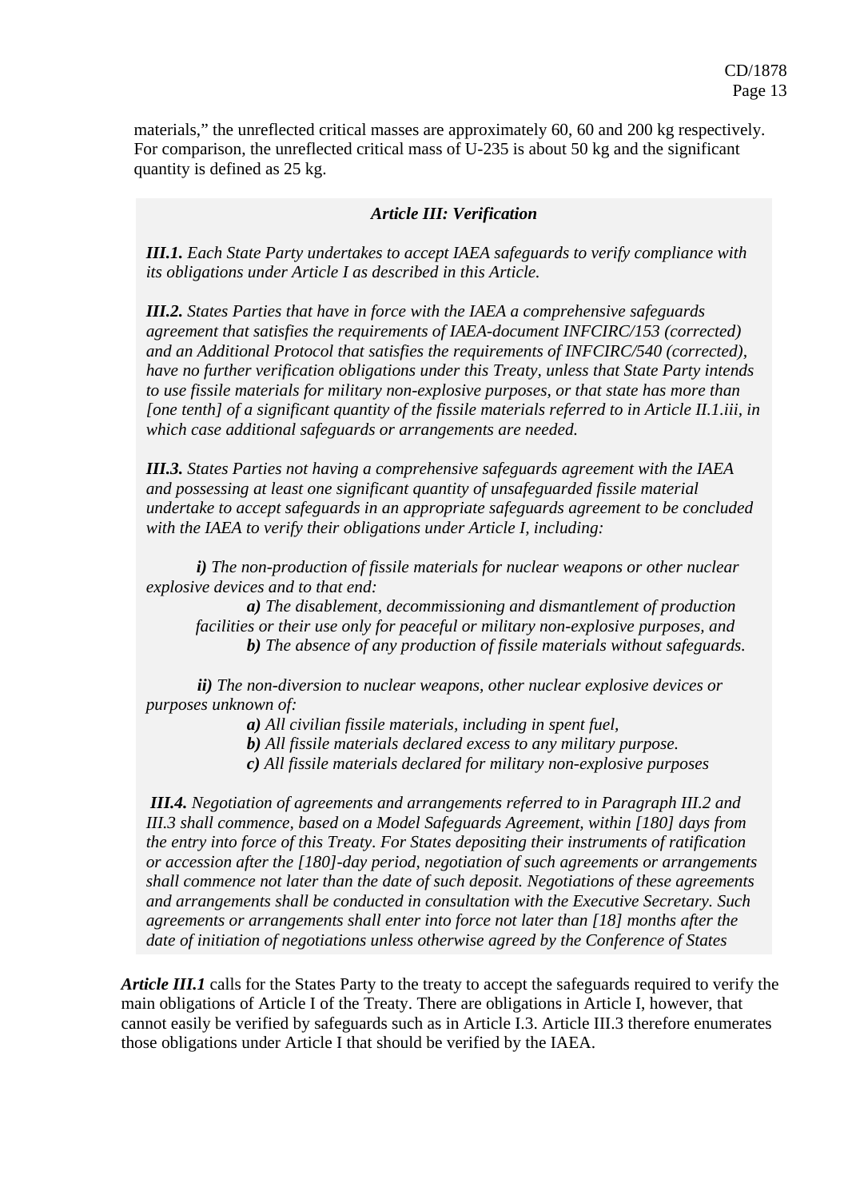materials," the unreflected critical masses are approximately 60, 60 and 200 kg respectively. For comparison, the unreflected critical mass of U-235 is about 50 kg and the significant quantity is defined as 25 kg.

***Article III: Verification***

***III.1.*** *Each State Party undertakes to accept IAEA safeguards to verify compliance with its obligations under Article I as described in this Article.*

***III.2.*** *States Parties that have in force with the IAEA a comprehensive safeguards agreement that satisfies the requirements of IAEA-document INFCIRC/153 (corrected) and an Additional Protocol that satisfies the requirements of INFCIRC/540 (corrected), have no further verification obligations under this Treaty, unless that State Party intends to use fissile materials for military non-explosive purposes, or that state has more than [one tenth] of a significant quantity of the fissile materials referred to in Article II.1.iii, in which case additional safeguards or arrangements are needed.*

***III.3.*** *States Parties not having a comprehensive safeguards agreement with the IAEA and possessing at least one significant quantity of unsafeguarded fissile material undertake to accept safeguards in an appropriate safeguards agreement to be concluded with the IAEA to verify their obligations under Article I, including:*

***i)*** *The non-production of fissile materials for nuclear weapons or other nuclear explosive devices and to that end:*

***a)*** *The disablement, decommissioning and dismantlement of production facilities or their use only for peaceful or military non-explosive purposes, and*

***b)*** *The absence of any production of fissile materials without safeguards.*

***ii)*** *The non-diversion to nuclear weapons, other nuclear explosive devices or purposes unknown of:*

***a)*** *All civilian fissile materials, including in spent fuel,*

***b)*** *All fissile materials declared excess to any military purpose.*

***c)*** *All fissile materials declared for military non-explosive purposes*

***III.4.*** *Negotiation of agreements and arrangements referred to in Paragraph III.2 and III.3 shall commence, based on a Model Safeguards Agreement, within [180] days from the entry into force of this Treaty. For States depositing their instruments of ratification or accession after the [180]-day period, negotiation of such agreements or arrangements shall commence not later than the date of such deposit. Negotiations of these agreements and arrangements shall be conducted in consultation with the Executive Secretary. Such agreements or arrangements shall enter into force not later than [18] months after the date of initiation of negotiations unless otherwise agreed by the Conference of States*

***Article III.1*** calls for the States Party to the treaty to accept the safeguards required to verify the main obligations of Article I of the Treaty. There are obligations in Article I, however, that cannot easily be verified by safeguards such as in Article I.3. Article III.3 therefore enumerates those obligations under Article I that should be verified by the IAEA.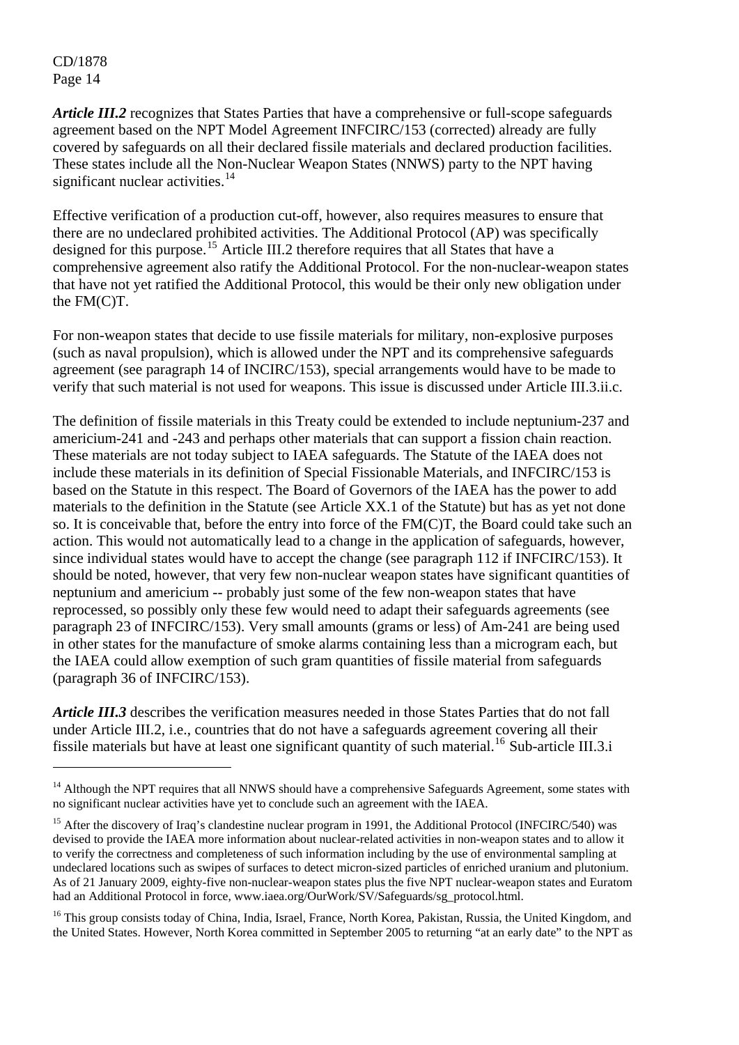***Article III.2*** recognizes that States Parties that have a comprehensive or full-scope safeguards agreement based on the NPT Model Agreement INFCIRC/153 (corrected) already are fully covered by safeguards on all their declared fissile materials and declared production facilities. These states include all the Non-Nuclear Weapon States (NNWS) party to the NPT having significant nuclear activities.[14]

Effective verification of a production cut-off, however, also requires measures to ensure that there are no undeclared prohibited activities. The Additional Protocol (AP) was specifically designed for this purpose.[15] Article III.2 therefore requires that all States that have a comprehensive agreement also ratify the Additional Protocol. For the non-nuclear-weapon states that have not yet ratified the Additional Protocol, this would be their only new obligation under the FM(C)T.

For non-weapon states that decide to use fissile materials for military, non-explosive purposes (such as naval propulsion), which is allowed under the NPT and its comprehensive safeguards agreement (see paragraph 14 of INCIRC/153), special arrangements would have to be made to verify that such material is not used for weapons. This issue is discussed under Article III.3.ii.c.

The definition of fissile materials in this Treaty could be extended to include neptunium-237 and americium-241 and -243 and perhaps other materials that can support a fission chain reaction. These materials are not today subject to IAEA safeguards. The Statute of the IAEA does not include these materials in its definition of Special Fissionable Materials, and INFCIRC/153 is based on the Statute in this respect. The Board of Governors of the IAEA has the power to add materials to the definition in the Statute (see Article XX.1 of the Statute) but has as yet not done so. It is conceivable that, before the entry into force of the FM(C)T, the Board could take such an action. This would not automatically lead to a change in the application of safeguards, however, since individual states would have to accept the change (see paragraph 112 if INFCIRC/153). It should be noted, however, that very few non-nuclear weapon states have significant quantities of neptunium and americium -- probably just some of the few non-weapon states that have reprocessed, so possibly only these few would need to adapt their safeguards agreements (see paragraph 23 of INFCIRC/153). Very small amounts (grams or less) of Am-241 are being used in other states for the manufacture of smoke alarms containing less than a microgram each, but the IAEA could allow exemption of such gram quantities of fissile material from safeguards (paragraph 36 of INFCIRC/153).

***Article III.3*** describes the verification measures needed in those States Parties that do not fall under Article III.2, i.e., countries that do not have a safeguards agreement covering all their fissile materials but have at least one significant quantity of such material.[16] Sub-article III.3.i

---

[14] Although the NPT requires that all NNWS should have a comprehensive Safeguards Agreement, some states with no significant nuclear activities have yet to conclude such an agreement with the IAEA.

[15] After the discovery of Iraq's clandestine nuclear program in 1991, the Additional Protocol (INFCIRC/540) was devised to provide the IAEA more information about nuclear-related activities in non-weapon states and to allow it to verify the correctness and completeness of such information including by the use of environmental sampling at undeclared locations such as swipes of surfaces to detect micron-sized particles of enriched uranium and plutonium. As of 21 January 2009, eighty-five non-nuclear-weapon states plus the five NPT nuclear-weapon states and Euratom had an Additional Protocol in force, www.iaea.org/OurWork/SV/Safeguards/sg_protocol.html.

[16] This group consists today of China, India, Israel, France, North Korea, Pakistan, Russia, the United Kingdom, and the United States. However, North Korea committed in September 2005 to returning "at an early date" to the NPT as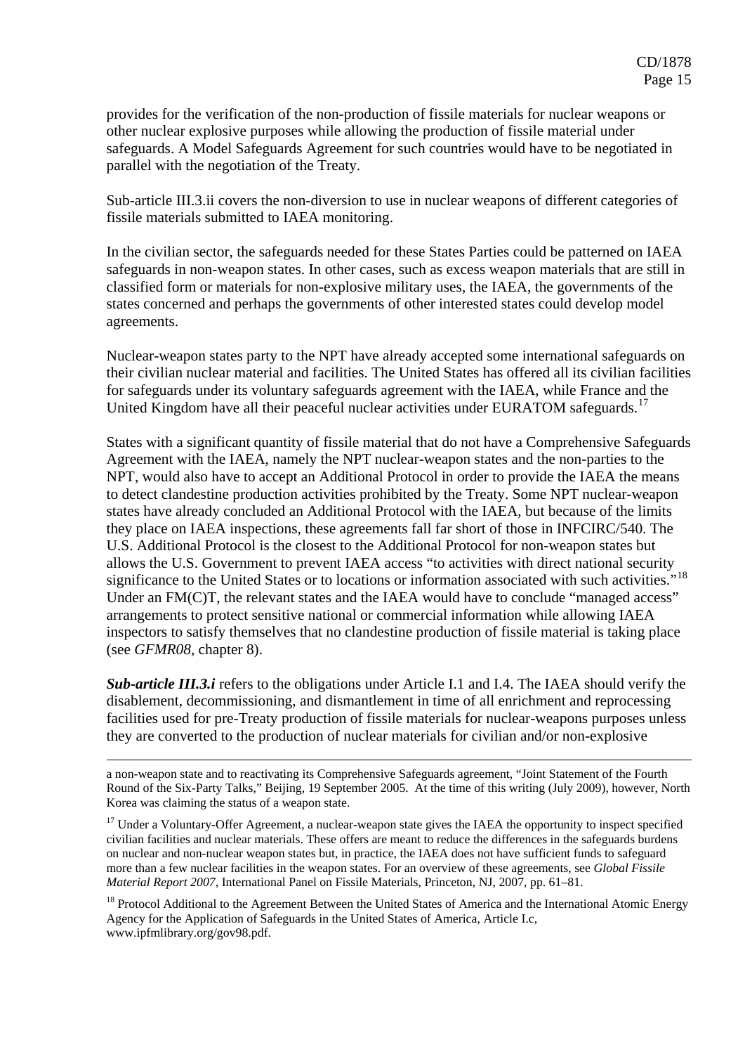provides for the verification of the non-production of fissile materials for nuclear weapons or other nuclear explosive purposes while allowing the production of fissile material under safeguards. A Model Safeguards Agreement for such countries would have to be negotiated in parallel with the negotiation of the Treaty.

Sub-article III.3.ii covers the non-diversion to use in nuclear weapons of different categories of fissile materials submitted to IAEA monitoring.

In the civilian sector, the safeguards needed for these States Parties could be patterned on IAEA safeguards in non-weapon states. In other cases, such as excess weapon materials that are still in classified form or materials for non-explosive military uses, the IAEA, the governments of the states concerned and perhaps the governments of other interested states could develop model agreements.

Nuclear-weapon states party to the NPT have already accepted some international safeguards on their civilian nuclear material and facilities. The United States has offered all its civilian facilities for safeguards under its voluntary safeguards agreement with the IAEA, while France and the United Kingdom have all their peaceful nuclear activities under EURATOM safeguards.[17]

States with a significant quantity of fissile material that do not have a Comprehensive Safeguards Agreement with the IAEA, namely the NPT nuclear-weapon states and the non-parties to the NPT, would also have to accept an Additional Protocol in order to provide the IAEA the means to detect clandestine production activities prohibited by the Treaty. Some NPT nuclear-weapon states have already concluded an Additional Protocol with the IAEA, but because of the limits they place on IAEA inspections, these agreements fall far short of those in INFCIRC/540. The U.S. Additional Protocol is the closest to the Additional Protocol for non-weapon states but allows the U.S. Government to prevent IAEA access "to activities with direct national security significance to the United States or to locations or information associated with such activities."[18] Under an FM(C)T, the relevant states and the IAEA would have to conclude "managed access" arrangements to protect sensitive national or commercial information while allowing IAEA inspectors to satisfy themselves that no clandestine production of fissile material is taking place (see *GFMR08*, chapter 8).

***Sub-article III.3.i*** refers to the obligations under Article I.1 and I.4. The IAEA should verify the disablement, decommissioning, and dismantlement in time of all enrichment and reprocessing facilities used for pre-Treaty production of fissile materials for nuclear-weapons purposes unless they are converted to the production of nuclear materials for civilian and/or non-explosive

---

a non-weapon state and to reactivating its Comprehensive Safeguards agreement, "Joint Statement of the Fourth Round of the Six-Party Talks," Beijing, 19 September 2005. At the time of this writing (July 2009), however, North Korea was claiming the status of a weapon state.

[17] Under a Voluntary-Offer Agreement, a nuclear-weapon state gives the IAEA the opportunity to inspect specified civilian facilities and nuclear materials. These offers are meant to reduce the differences in the safeguards burdens on nuclear and non-nuclear weapon states but, in practice, the IAEA does not have sufficient funds to safeguard more than a few nuclear facilities in the weapon states. For an overview of these agreements, see *Global Fissile Material Report 2007*, International Panel on Fissile Materials, Princeton, NJ, 2007, pp. 61–81.

[18] Protocol Additional to the Agreement Between the United States of America and the International Atomic Energy Agency for the Application of Safeguards in the United States of America, Article I.c, www.ipfmlibrary.org/gov98.pdf.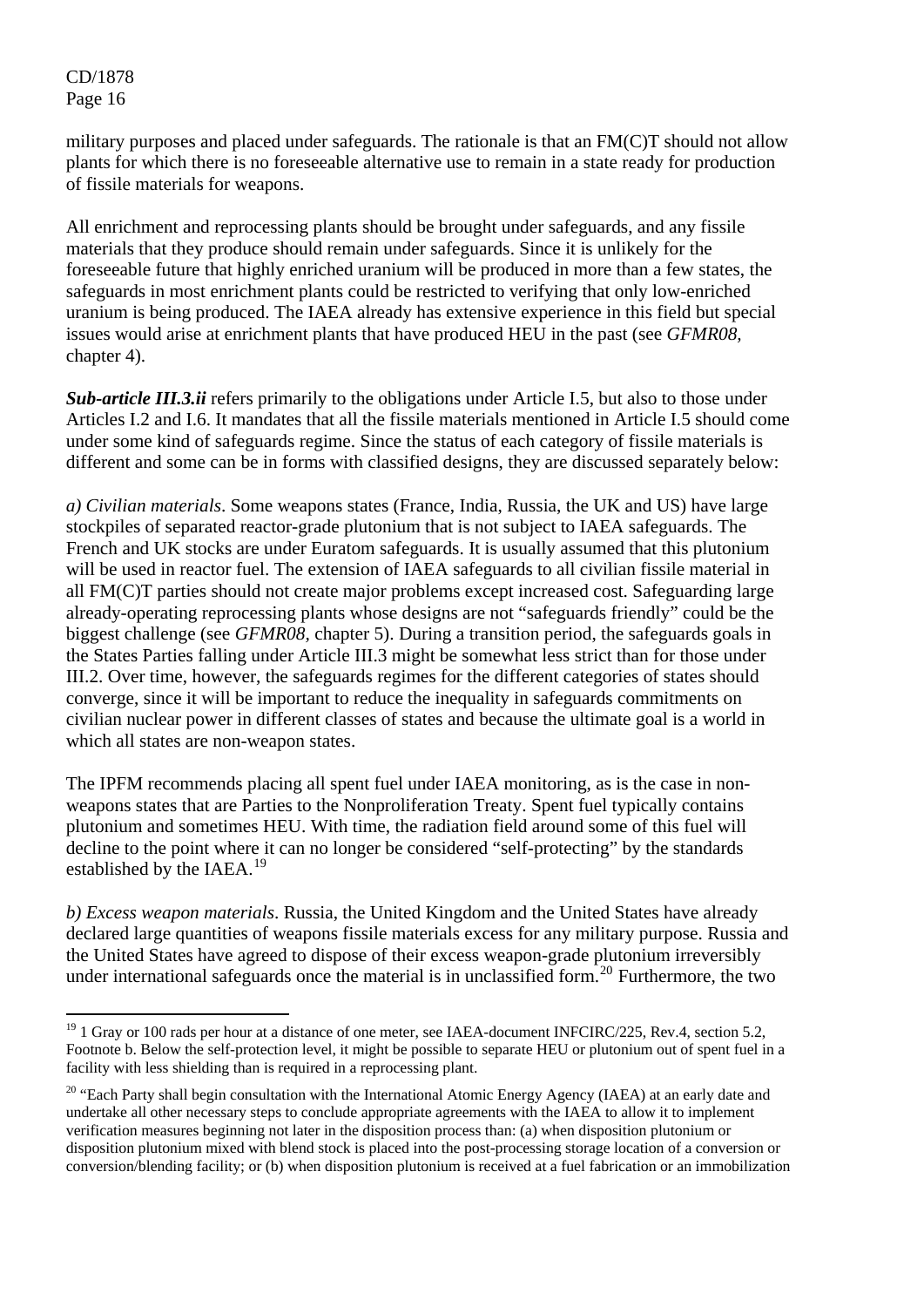military purposes and placed under safeguards. The rationale is that an FM(C)T should not allow plants for which there is no foreseeable alternative use to remain in a state ready for production of fissile materials for weapons.

All enrichment and reprocessing plants should be brought under safeguards, and any fissile materials that they produce should remain under safeguards. Since it is unlikely for the foreseeable future that highly enriched uranium will be produced in more than a few states, the safeguards in most enrichment plants could be restricted to verifying that only low-enriched uranium is being produced. The IAEA already has extensive experience in this field but special issues would arise at enrichment plants that have produced HEU in the past (see *GFMR08*, chapter 4).

***Sub-article III.3.ii*** refers primarily to the obligations under Article I.5, but also to those under Articles I.2 and I.6. It mandates that all the fissile materials mentioned in Article I.5 should come under some kind of safeguards regime. Since the status of each category of fissile materials is different and some can be in forms with classified designs, they are discussed separately below:

*a) Civilian materials*. Some weapons states (France, India, Russia, the UK and US) have large stockpiles of separated reactor-grade plutonium that is not subject to IAEA safeguards. The French and UK stocks are under Euratom safeguards. It is usually assumed that this plutonium will be used in reactor fuel. The extension of IAEA safeguards to all civilian fissile material in all FM(C)T parties should not create major problems except increased cost. Safeguarding large already-operating reprocessing plants whose designs are not "safeguards friendly" could be the biggest challenge (see *GFMR08,* chapter 5). During a transition period, the safeguards goals in the States Parties falling under Article III.3 might be somewhat less strict than for those under III.2. Over time, however, the safeguards regimes for the different categories of states should converge, since it will be important to reduce the inequality in safeguards commitments on civilian nuclear power in different classes of states and because the ultimate goal is a world in which all states are non-weapon states.

The IPFM recommends placing all spent fuel under IAEA monitoring, as is the case in non-weapons states that are Parties to the Nonproliferation Treaty. Spent fuel typically contains plutonium and sometimes HEU. With time, the radiation field around some of this fuel will decline to the point where it can no longer be considered "self-protecting" by the standards established by the IAEA.[19]

*b) Excess weapon materials*. Russia, the United Kingdom and the United States have already declared large quantities of weapons fissile materials excess for any military purpose. Russia and the United States have agreed to dispose of their excess weapon-grade plutonium irreversibly under international safeguards once the material is in unclassified form.[20] Furthermore, the two

---

[19] 1 Gray or 100 rads per hour at a distance of one meter, see IAEA-document INFCIRC/225, Rev.4, section 5.2, Footnote b. Below the self-protection level, it might be possible to separate HEU or plutonium out of spent fuel in a facility with less shielding than is required in a reprocessing plant.

[20] "Each Party shall begin consultation with the International Atomic Energy Agency (IAEA) at an early date and undertake all other necessary steps to conclude appropriate agreements with the IAEA to allow it to implement verification measures beginning not later in the disposition process than: (a) when disposition plutonium or disposition plutonium mixed with blend stock is placed into the post-processing storage location of a conversion or conversion/blending facility; or (b) when disposition plutonium is received at a fuel fabrication or an immobilization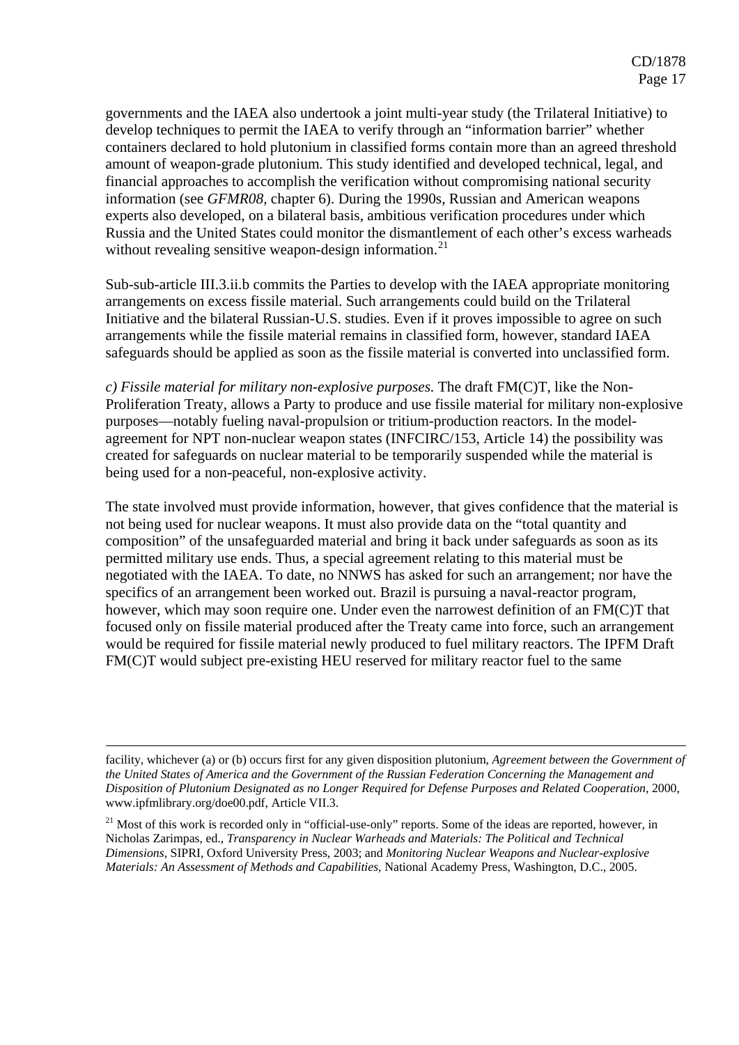governments and the IAEA also undertook a joint multi-year study (the Trilateral Initiative) to develop techniques to permit the IAEA to verify through an "information barrier" whether containers declared to hold plutonium in classified forms contain more than an agreed threshold amount of weapon-grade plutonium. This study identified and developed technical, legal, and financial approaches to accomplish the verification without compromising national security information (see *GFMR08*, chapter 6). During the 1990s, Russian and American weapons experts also developed, on a bilateral basis, ambitious verification procedures under which Russia and the United States could monitor the dismantlement of each other's excess warheads without revealing sensitive weapon-design information.[21]

Sub-sub-article III.3.ii.b commits the Parties to develop with the IAEA appropriate monitoring arrangements on excess fissile material. Such arrangements could build on the Trilateral Initiative and the bilateral Russian-U.S. studies. Even if it proves impossible to agree on such arrangements while the fissile material remains in classified form, however, standard IAEA safeguards should be applied as soon as the fissile material is converted into unclassified form.

*c) Fissile material for military non-explosive purposes.* The draft FM(C)T, like the Non-Proliferation Treaty, allows a Party to produce and use fissile material for military non-explosive purposes—notably fueling naval-propulsion or tritium-production reactors. In the model-agreement for NPT non-nuclear weapon states (INFCIRC/153, Article 14) the possibility was created for safeguards on nuclear material to be temporarily suspended while the material is being used for a non-peaceful, non-explosive activity.

The state involved must provide information, however, that gives confidence that the material is not being used for nuclear weapons. It must also provide data on the "total quantity and composition" of the unsafeguarded material and bring it back under safeguards as soon as its permitted military use ends. Thus, a special agreement relating to this material must be negotiated with the IAEA. To date, no NNWS has asked for such an arrangement; nor have the specifics of an arrangement been worked out. Brazil is pursuing a naval-reactor program, however, which may soon require one. Under even the narrowest definition of an FM(C)T that focused only on fissile material produced after the Treaty came into force, such an arrangement would be required for fissile material newly produced to fuel military reactors. The IPFM Draft FM(C)T would subject pre-existing HEU reserved for military reactor fuel to the same

---

facility, whichever (a) or (b) occurs first for any given disposition plutonium, *Agreement between the Government of the United States of America and the Government of the Russian Federation Concerning the Management and Disposition of Plutonium Designated as no Longer Required for Defense Purposes and Related Cooperation*, 2000, www.ipfmlibrary.org/doe00.pdf, Article VII.3.

[21] Most of this work is recorded only in "official-use-only" reports. Some of the ideas are reported, however, in Nicholas Zarimpas, ed., *Transparency in Nuclear Warheads and Materials: The Political and Technical Dimensions*, SIPRI, Oxford University Press, 2003; and *Monitoring Nuclear Weapons and Nuclear-explosive Materials: An Assessment of Methods and Capabilities*, National Academy Press, Washington, D.C., 2005.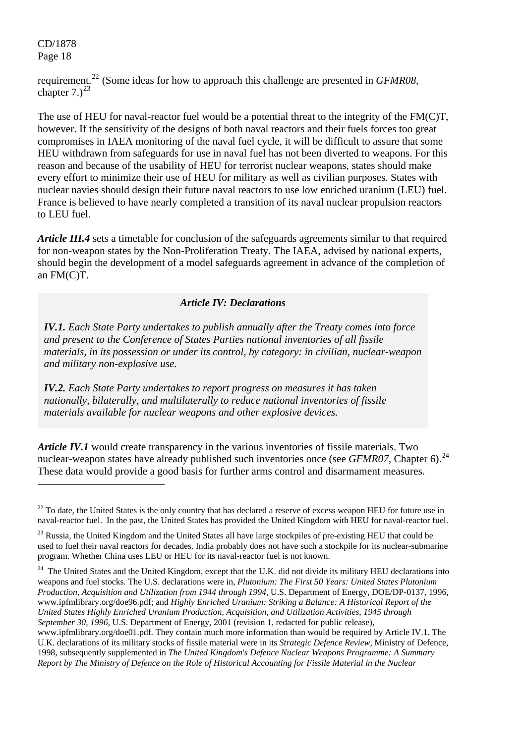requirement.[22] (Some ideas for how to approach this challenge are presented in *GFMR08*, chapter 7.)[23]

The use of HEU for naval-reactor fuel would be a potential threat to the integrity of the FM(C)T, however. If the sensitivity of the designs of both naval reactors and their fuels forces too great compromises in IAEA monitoring of the naval fuel cycle, it will be difficult to assure that some HEU withdrawn from safeguards for use in naval fuel has not been diverted to weapons. For this reason and because of the usability of HEU for terrorist nuclear weapons, states should make every effort to minimize their use of HEU for military as well as civilian purposes. States with nuclear navies should design their future naval reactors to use low enriched uranium (LEU) fuel. France is believed to have nearly completed a transition of its naval nuclear propulsion reactors to LEU fuel.

***Article III.4*** sets a timetable for conclusion of the safeguards agreements similar to that required for non-weapon states by the Non-Proliferation Treaty. The IAEA, advised by national experts, should begin the development of a model safeguards agreement in advance of the completion of an FM(C)T.

***Article IV: Declarations***

***IV.1.*** *Each State Party undertakes to publish annually after the Treaty comes into force and present to the Conference of States Parties national inventories of all fissile materials, in its possession or under its control, by category: in civilian, nuclear-weapon and military non-explosive use.*

***IV.2.*** *Each State Party undertakes to report progress on measures it has taken nationally, bilaterally, and multilaterally to reduce national inventories of fissile materials available for nuclear weapons and other explosive devices.*

***Article IV.1*** would create transparency in the various inventories of fissile materials. Two nuclear-weapon states have already published such inventories once (see *GFMR07*, Chapter 6).[24] These data would provide a good basis for further arms control and disarmament measures.

---

[22] To date, the United States is the only country that has declared a reserve of excess weapon HEU for future use in naval-reactor fuel. In the past, the United States has provided the United Kingdom with HEU for naval-reactor fuel.

[23] Russia, the United Kingdom and the United States all have large stockpiles of pre-existing HEU that could be used to fuel their naval reactors for decades. India probably does not have such a stockpile for its nuclear-submarine program. Whether China uses LEU or HEU for its naval-reactor fuel is not known.

[24] The United States and the United Kingdom, except that the U.K. did not divide its military HEU declarations into weapons and fuel stocks. The U.S. declarations were in, *Plutonium: The First 50 Years: United States Plutonium Production, Acquisition and Utilization from 1944 through 1994,* U.S. Department of Energy, DOE/DP-0137, 1996, www.ipfmlibrary.org/doe96.pdf; and *Highly Enriched Uranium: Striking a Balance: A Historical Report of the United States Highly Enriched Uranium Production, Acquisition, and Utilization Activities, 1945 through September 30, 1996,* U.S. Department of Energy, 2001 (revision 1, redacted for public release), www.ipfmlibrary.org/doe01.pdf. They contain much more information than would be required by Article IV.1. The U.K. declarations of its military stocks of fissile material were in its *Strategic Defence Review,* Ministry of Defence, 1998, subsequently supplemented in *The United Kingdom's Defence Nuclear Weapons Programme: A Summary Report by The Ministry of Defence on the Role of Historical Accounting for Fissile Material in the Nuclear*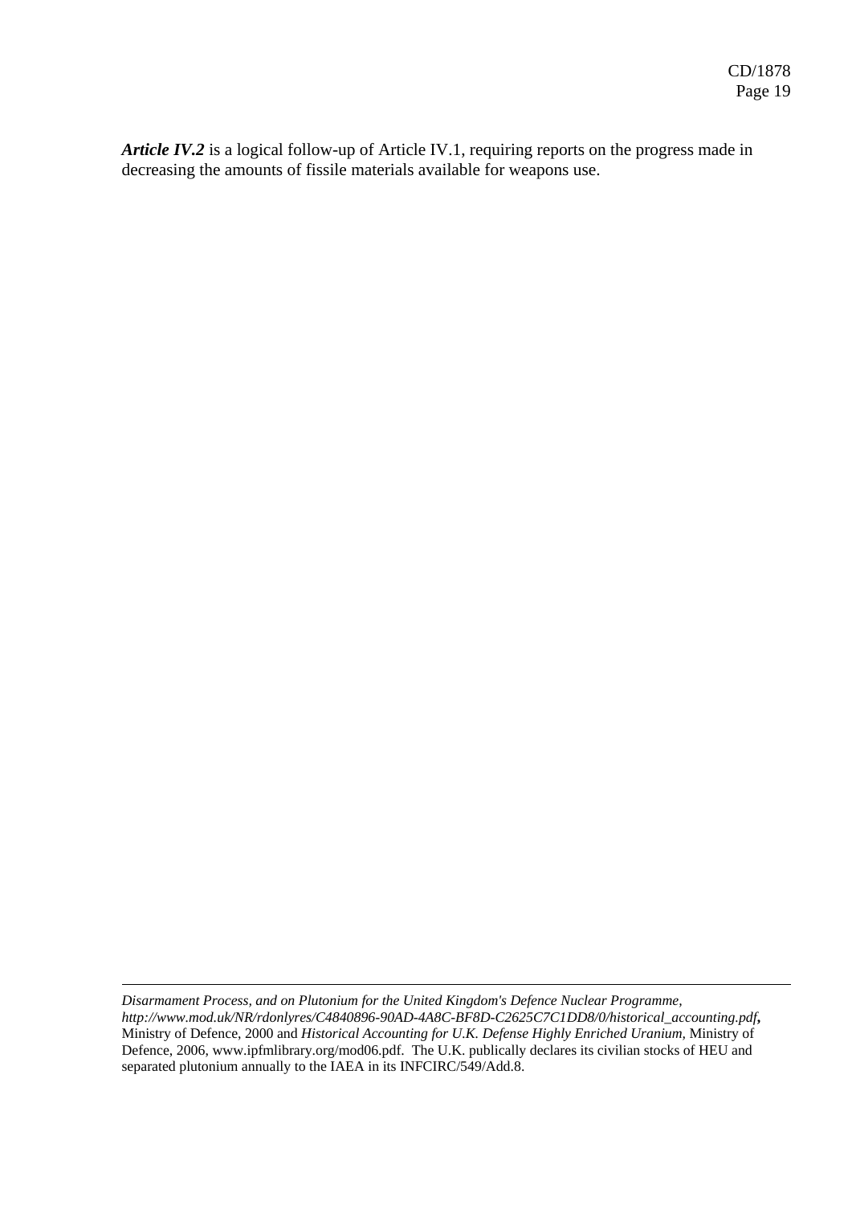***Article IV.2*** is a logical follow-up of Article IV.1, requiring reports on the progress made in decreasing the amounts of fissile materials available for weapons use.

---

*Disarmament Process, and on Plutonium for the United Kingdom's Defence Nuclear Programme, http://www.mod.uk/NR/rdonlyres/C4840896-90AD-4A8C-BF8D-C2625C7C1DD8/0/historical_accounting.pdf***,** Ministry of Defence, 2000 and *Historical Accounting for U.K. Defense Highly Enriched Uranium,* Ministry of Defence, 2006, www.ipfmlibrary.org/mod06.pdf. The U.K. publically declares its civilian stocks of HEU and separated plutonium annually to the IAEA in its INFCIRC/549/Add.8.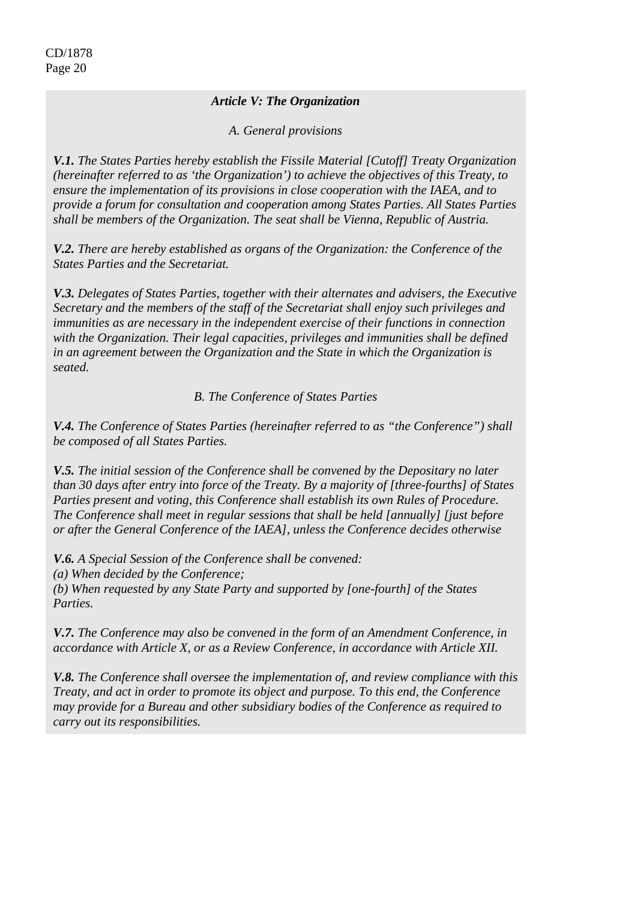***Article V: The Organization***

*A. General provisions*

***V.1.*** *The States Parties hereby establish the Fissile Material [Cutoff] Treaty Organization (hereinafter referred to as 'the Organization') to achieve the objectives of this Treaty, to ensure the implementation of its provisions in close cooperation with the IAEA, and to provide a forum for consultation and cooperation among States Parties. All States Parties shall be members of the Organization. The seat shall be Vienna, Republic of Austria.*

***V.2.*** *There are hereby established as organs of the Organization: the Conference of the States Parties and the Secretariat.*

***V.3.*** *Delegates of States Parties, together with their alternates and advisers, the Executive Secretary and the members of the staff of the Secretariat shall enjoy such privileges and immunities as are necessary in the independent exercise of their functions in connection with the Organization. Their legal capacities, privileges and immunities shall be defined in an agreement between the Organization and the State in which the Organization is seated.*

*B. The Conference of States Parties*

***V.4.*** *The Conference of States Parties (hereinafter referred to as "the Conference") shall be composed of all States Parties.*

***V.5.*** *The initial session of the Conference shall be convened by the Depositary no later than 30 days after entry into force of the Treaty. By a majority of [three-fourths] of States Parties present and voting, this Conference shall establish its own Rules of Procedure. The Conference shall meet in regular sessions that shall be held [annually] [just before or after the General Conference of the IAEA], unless the Conference decides otherwise*

***V.6.*** *A Special Session of the Conference shall be convened:*
*(a) When decided by the Conference;*
*(b) When requested by any State Party and supported by [one-fourth] of the States Parties.*

***V.7.*** *The Conference may also be convened in the form of an Amendment Conference, in accordance with Article X, or as a Review Conference, in accordance with Article XII.*

***V.8.*** *The Conference shall oversee the implementation of, and review compliance with this Treaty, and act in order to promote its object and purpose. To this end, the Conference may provide for a Bureau and other subsidiary bodies of the Conference as required to carry out its responsibilities.*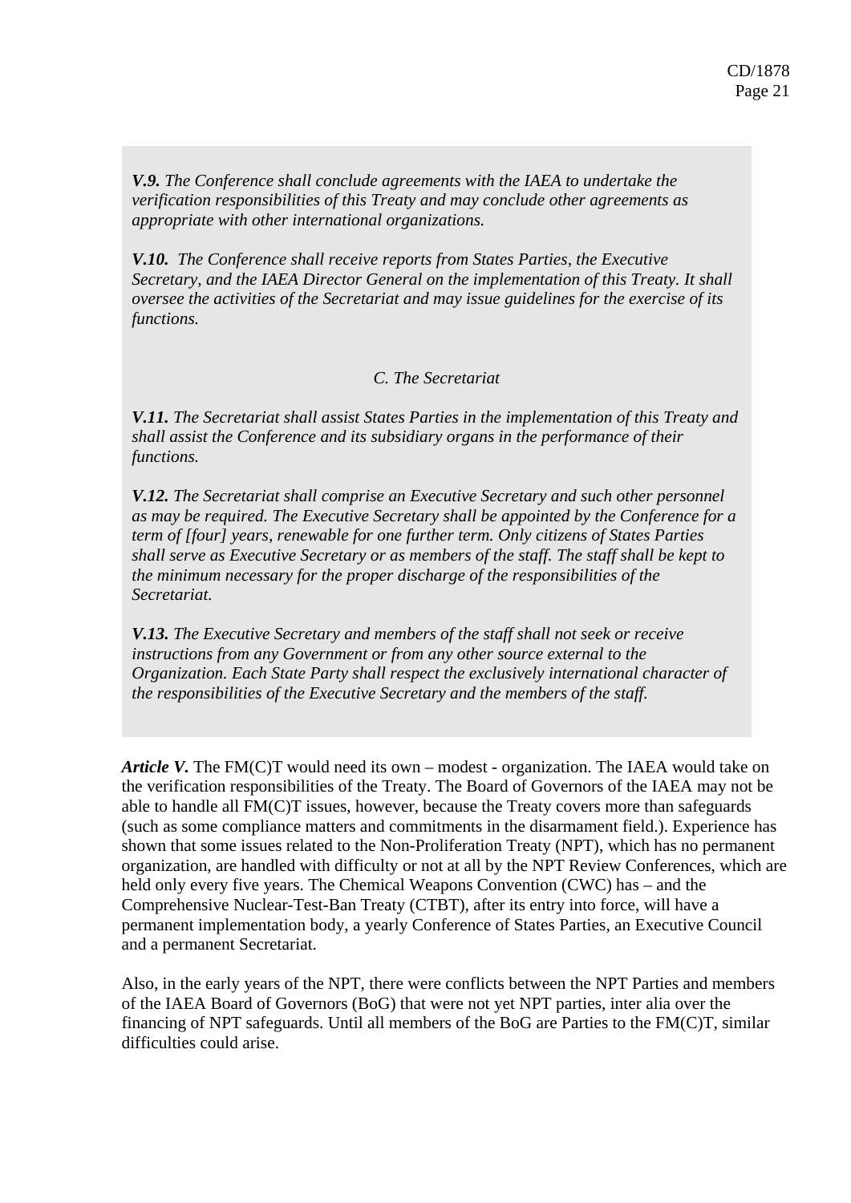***V.9.*** *The Conference shall conclude agreements with the IAEA to undertake the verification responsibilities of this Treaty and may conclude other agreements as appropriate with other international organizations.*

***V.10.*** *The Conference shall receive reports from States Parties, the Executive Secretary, and the IAEA Director General on the implementation of this Treaty. It shall oversee the activities of the Secretariat and may issue guidelines for the exercise of its functions.*

*C. The Secretariat*

***V.11.*** *The Secretariat shall assist States Parties in the implementation of this Treaty and shall assist the Conference and its subsidiary organs in the performance of their functions.*

***V.12.*** *The Secretariat shall comprise an Executive Secretary and such other personnel as may be required. The Executive Secretary shall be appointed by the Conference for a term of [four] years, renewable for one further term. Only citizens of States Parties shall serve as Executive Secretary or as members of the staff. The staff shall be kept to the minimum necessary for the proper discharge of the responsibilities of the Secretariat.*

***V.13.*** *The Executive Secretary and members of the staff shall not seek or receive instructions from any Government or from any other source external to the Organization. Each State Party shall respect the exclusively international character of the responsibilities of the Executive Secretary and the members of the staff.*

***Article V.*** The FM(C)T would need its own – modest - organization. The IAEA would take on the verification responsibilities of the Treaty. The Board of Governors of the IAEA may not be able to handle all FM(C)T issues, however, because the Treaty covers more than safeguards (such as some compliance matters and commitments in the disarmament field.). Experience has shown that some issues related to the Non-Proliferation Treaty (NPT), which has no permanent organization, are handled with difficulty or not at all by the NPT Review Conferences, which are held only every five years. The Chemical Weapons Convention (CWC) has – and the Comprehensive Nuclear-Test-Ban Treaty (CTBT), after its entry into force, will have a permanent implementation body, a yearly Conference of States Parties, an Executive Council and a permanent Secretariat.

Also, in the early years of the NPT, there were conflicts between the NPT Parties and members of the IAEA Board of Governors (BoG) that were not yet NPT parties, inter alia over the financing of NPT safeguards. Until all members of the BoG are Parties to the FM(C)T, similar difficulties could arise.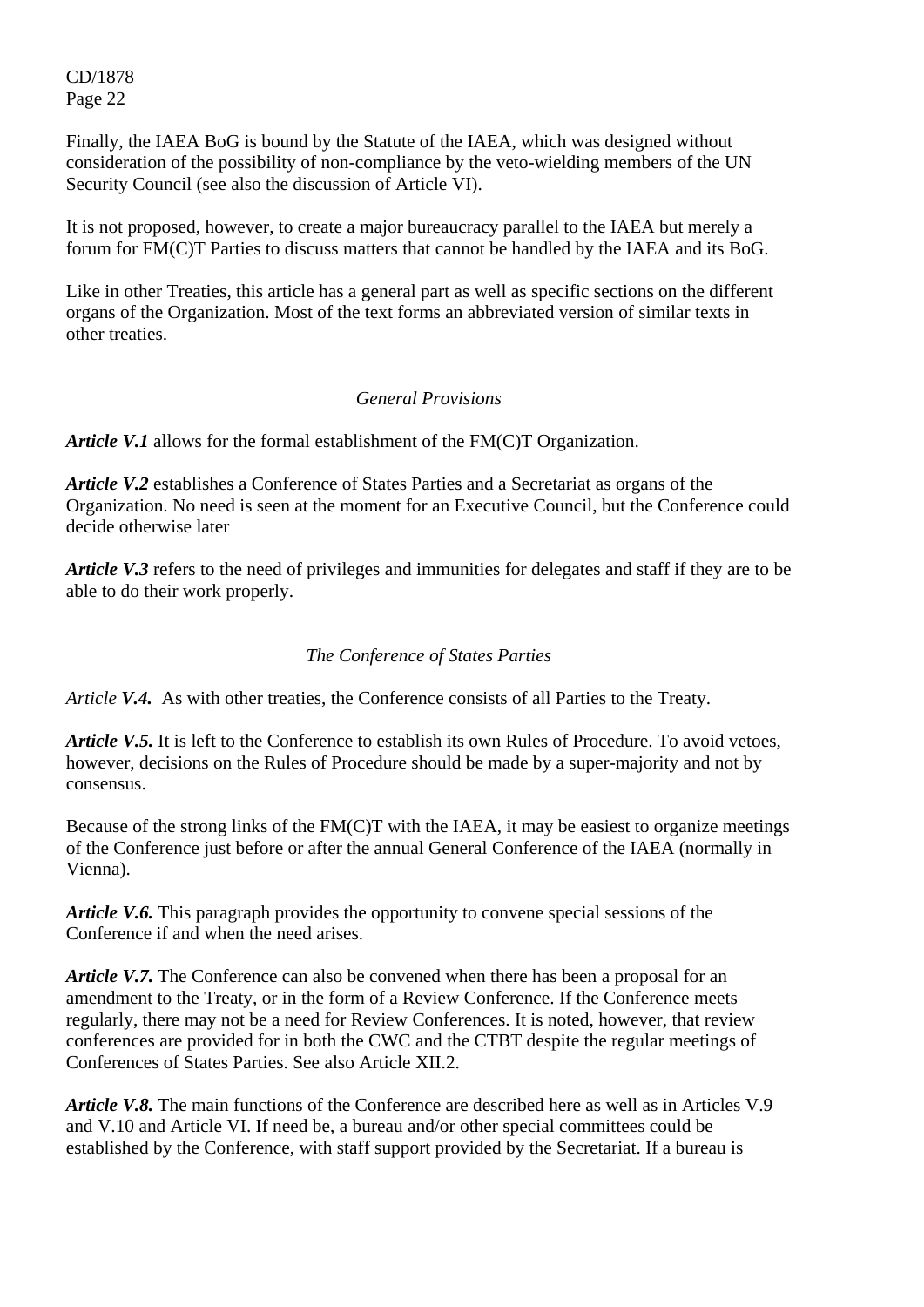Finally, the IAEA BoG is bound by the Statute of the IAEA, which was designed without consideration of the possibility of non-compliance by the veto-wielding members of the UN Security Council (see also the discussion of Article VI).

It is not proposed, however, to create a major bureaucracy parallel to the IAEA but merely a forum for FM(C)T Parties to discuss matters that cannot be handled by the IAEA and its BoG.

Like in other Treaties, this article has a general part as well as specific sections on the different organs of the Organization. Most of the text forms an abbreviated version of similar texts in other treaties.

*General Provisions*

***Article V.1*** allows for the formal establishment of the FM(C)T Organization.

***Article V.2*** establishes a Conference of States Parties and a Secretariat as organs of the Organization. No need is seen at the moment for an Executive Council, but the Conference could decide otherwise later

***Article V.3*** refers to the need of privileges and immunities for delegates and staff if they are to be able to do their work properly.

*The Conference of States Parties*

*Article* ***V.4.*** As with other treaties, the Conference consists of all Parties to the Treaty.

***Article V.5.*** It is left to the Conference to establish its own Rules of Procedure. To avoid vetoes, however, decisions on the Rules of Procedure should be made by a super-majority and not by consensus.

Because of the strong links of the FM(C)T with the IAEA, it may be easiest to organize meetings of the Conference just before or after the annual General Conference of the IAEA (normally in Vienna).

***Article V.6.*** This paragraph provides the opportunity to convene special sessions of the Conference if and when the need arises.

***Article V.7.*** The Conference can also be convened when there has been a proposal for an amendment to the Treaty, or in the form of a Review Conference. If the Conference meets regularly, there may not be a need for Review Conferences. It is noted, however, that review conferences are provided for in both the CWC and the CTBT despite the regular meetings of Conferences of States Parties. See also Article XII.2.

***Article V.8.*** The main functions of the Conference are described here as well as in Articles V.9 and V.10 and Article VI. If need be, a bureau and/or other special committees could be established by the Conference, with staff support provided by the Secretariat. If a bureau is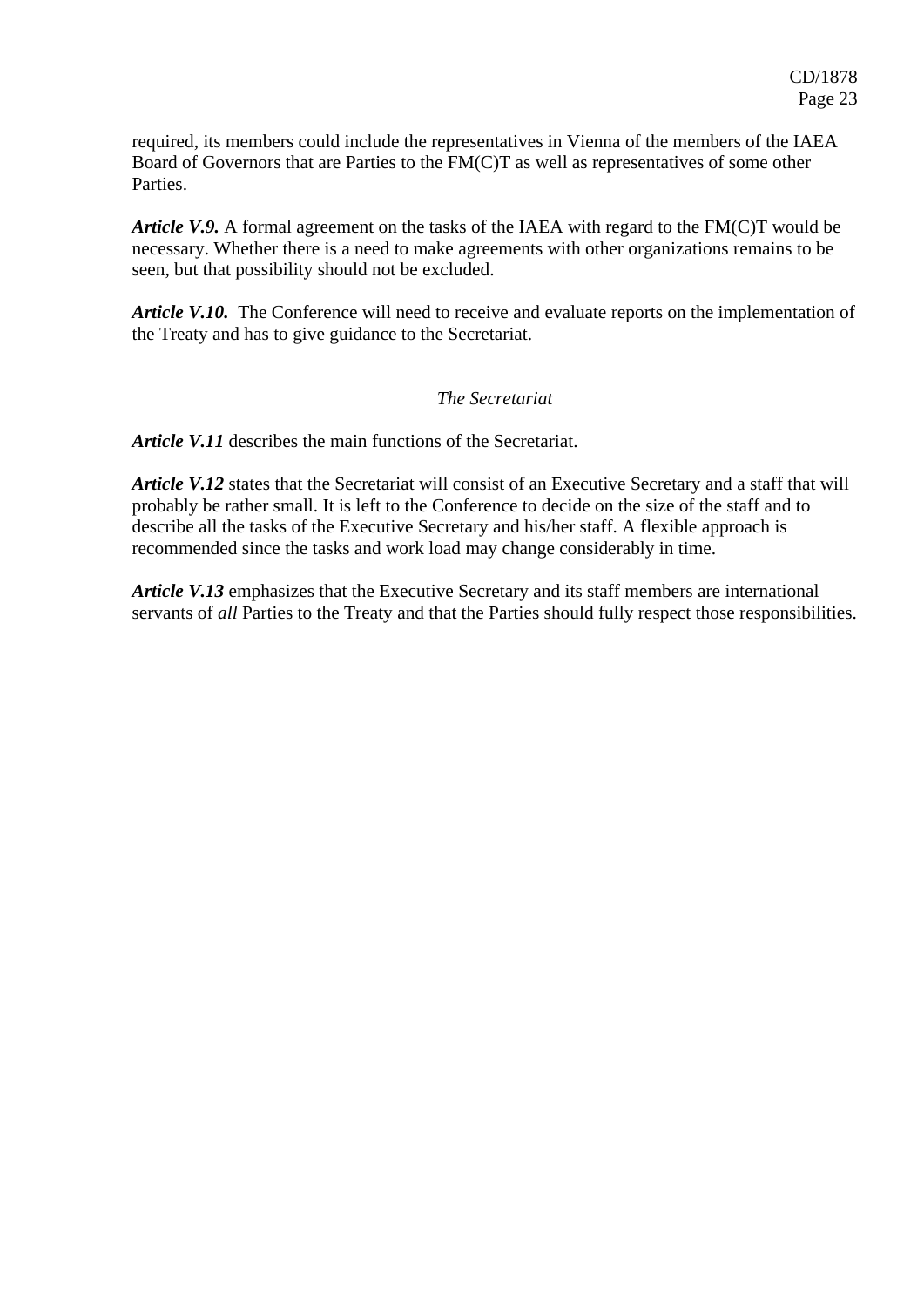required, its members could include the representatives in Vienna of the members of the IAEA Board of Governors that are Parties to the FM(C)T as well as representatives of some other Parties.

***Article V.9.*** A formal agreement on the tasks of the IAEA with regard to the FM(C)T would be necessary. Whether there is a need to make agreements with other organizations remains to be seen, but that possibility should not be excluded.

***Article V.10.*** The Conference will need to receive and evaluate reports on the implementation of the Treaty and has to give guidance to the Secretariat.

*The Secretariat*

***Article V.11*** describes the main functions of the Secretariat.

***Article V.12*** states that the Secretariat will consist of an Executive Secretary and a staff that will probably be rather small. It is left to the Conference to decide on the size of the staff and to describe all the tasks of the Executive Secretary and his/her staff. A flexible approach is recommended since the tasks and work load may change considerably in time.

***Article V.13*** emphasizes that the Executive Secretary and its staff members are international servants of *all* Parties to the Treaty and that the Parties should fully respect those responsibilities.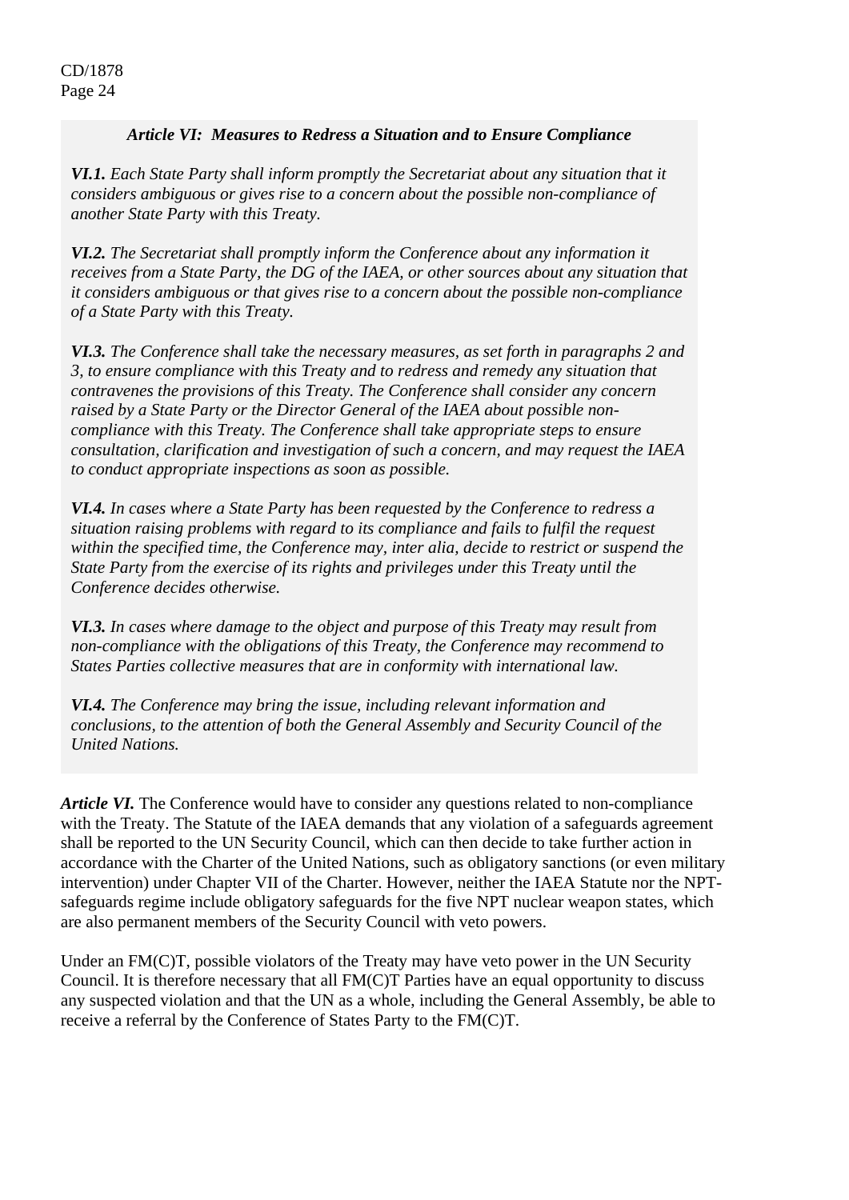*Article VI: Measures to Redress a Situation and to Ensure Compliance*

***VI.1.*** *Each State Party shall inform promptly the Secretariat about any situation that it considers ambiguous or gives rise to a concern about the possible non-compliance of another State Party with this Treaty.*

***VI.2.*** *The Secretariat shall promptly inform the Conference about any information it receives from a State Party, the DG of the IAEA, or other sources about any situation that it considers ambiguous or that gives rise to a concern about the possible non-compliance of a State Party with this Treaty.*

***VI.3.*** *The Conference shall take the necessary measures, as set forth in paragraphs 2 and 3, to ensure compliance with this Treaty and to redress and remedy any situation that contravenes the provisions of this Treaty. The Conference shall consider any concern raised by a State Party or the Director General of the IAEA about possible non-compliance with this Treaty. The Conference shall take appropriate steps to ensure consultation, clarification and investigation of such a concern, and may request the IAEA to conduct appropriate inspections as soon as possible.*

***VI.4.*** *In cases where a State Party has been requested by the Conference to redress a situation raising problems with regard to its compliance and fails to fulfil the request within the specified time, the Conference may, inter alia, decide to restrict or suspend the State Party from the exercise of its rights and privileges under this Treaty until the Conference decides otherwise.*

***VI.3.*** *In cases where damage to the object and purpose of this Treaty may result from non-compliance with the obligations of this Treaty, the Conference may recommend to States Parties collective measures that are in conformity with international law.*

***VI.4.*** *The Conference may bring the issue, including relevant information and conclusions, to the attention of both the General Assembly and Security Council of the United Nations.*

***Article VI.*** The Conference would have to consider any questions related to non-compliance with the Treaty. The Statute of the IAEA demands that any violation of a safeguards agreement shall be reported to the UN Security Council, which can then decide to take further action in accordance with the Charter of the United Nations, such as obligatory sanctions (or even military intervention) under Chapter VII of the Charter. However, neither the IAEA Statute nor the NPT-safeguards regime include obligatory safeguards for the five NPT nuclear weapon states, which are also permanent members of the Security Council with veto powers.

Under an FM(C)T, possible violators of the Treaty may have veto power in the UN Security Council. It is therefore necessary that all FM(C)T Parties have an equal opportunity to discuss any suspected violation and that the UN as a whole, including the General Assembly, be able to receive a referral by the Conference of States Party to the FM(C)T.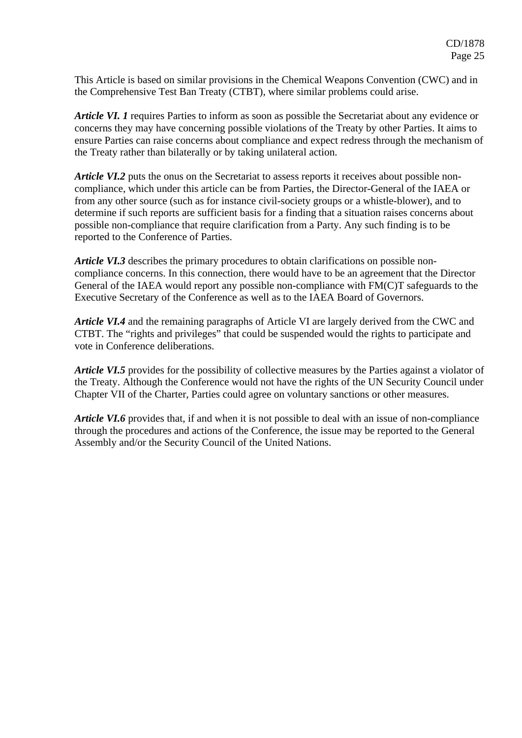This Article is based on similar provisions in the Chemical Weapons Convention (CWC) and in the Comprehensive Test Ban Treaty (CTBT), where similar problems could arise.

***Article VI. 1*** requires Parties to inform as soon as possible the Secretariat about any evidence or concerns they may have concerning possible violations of the Treaty by other Parties. It aims to ensure Parties can raise concerns about compliance and expect redress through the mechanism of the Treaty rather than bilaterally or by taking unilateral action.

***Article VI.2*** puts the onus on the Secretariat to assess reports it receives about possible non-compliance, which under this article can be from Parties, the Director-General of the IAEA or from any other source (such as for instance civil-society groups or a whistle-blower), and to determine if such reports are sufficient basis for a finding that a situation raises concerns about possible non-compliance that require clarification from a Party. Any such finding is to be reported to the Conference of Parties.

***Article VI.3*** describes the primary procedures to obtain clarifications on possible non-compliance concerns. In this connection, there would have to be an agreement that the Director General of the IAEA would report any possible non-compliance with FM(C)T safeguards to the Executive Secretary of the Conference as well as to the IAEA Board of Governors.

***Article VI.4*** and the remaining paragraphs of Article VI are largely derived from the CWC and CTBT. The "rights and privileges" that could be suspended would the rights to participate and vote in Conference deliberations.

***Article VI.5*** provides for the possibility of collective measures by the Parties against a violator of the Treaty. Although the Conference would not have the rights of the UN Security Council under Chapter VII of the Charter, Parties could agree on voluntary sanctions or other measures.

***Article VI.6*** provides that, if and when it is not possible to deal with an issue of non-compliance through the procedures and actions of the Conference, the issue may be reported to the General Assembly and/or the Security Council of the United Nations.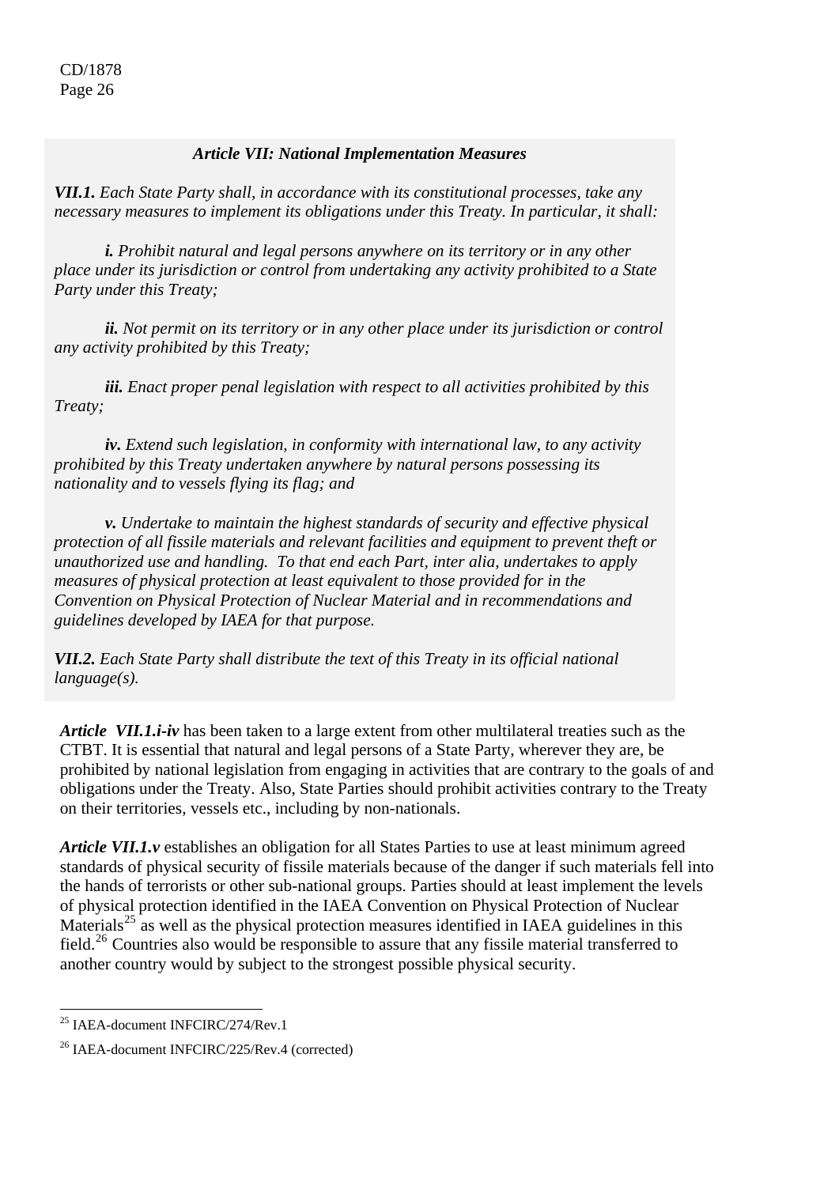### *Article VII: National Implementation Measures*

***VII.1.*** *Each State Party shall, in accordance with its constitutional processes, take any necessary measures to implement its obligations under this Treaty. In particular, it shall:*

***i.*** *Prohibit natural and legal persons anywhere on its territory or in any other place under its jurisdiction or control from undertaking any activity prohibited to a State Party under this Treaty;*

***ii.*** *Not permit on its territory or in any other place under its jurisdiction or control any activity prohibited by this Treaty;*

***iii.*** *Enact proper penal legislation with respect to all activities prohibited by this Treaty;*

***iv.*** *Extend such legislation, in conformity with international law, to any activity prohibited by this Treaty undertaken anywhere by natural persons possessing its nationality and to vessels flying its flag; and*

***v.*** *Undertake to maintain the highest standards of security and effective physical protection of all fissile materials and relevant facilities and equipment to prevent theft or unauthorized use and handling. To that end each Part, inter alia, undertakes to apply measures of physical protection at least equivalent to those provided for in the Convention on Physical Protection of Nuclear Material and in recommendations and guidelines developed by IAEA for that purpose.*

***VII.2.*** *Each State Party shall distribute the text of this Treaty in its official national language(s).*

***Article VII.1.i-iv*** has been taken to a large extent from other multilateral treaties such as the CTBT. It is essential that natural and legal persons of a State Party, wherever they are, be prohibited by national legislation from engaging in activities that are contrary to the goals of and obligations under the Treaty. Also, State Parties should prohibit activities contrary to the Treaty on their territories, vessels etc., including by non-nationals.

***Article VII.1.v*** establishes an obligation for all States Parties to use at least minimum agreed standards of physical security of fissile materials because of the danger if such materials fell into the hands of terrorists or other sub-national groups. Parties should at least implement the levels of physical protection identified in the IAEA Convention on Physical Protection of Nuclear Materials[25] as well as the physical protection measures identified in IAEA guidelines in this field.[26] Countries also would be responsible to assure that any fissile material transferred to another country would by subject to the strongest possible physical security.

---

[25] IAEA-document INFCIRC/274/Rev.1

[26] IAEA-document INFCIRC/225/Rev.4 (corrected)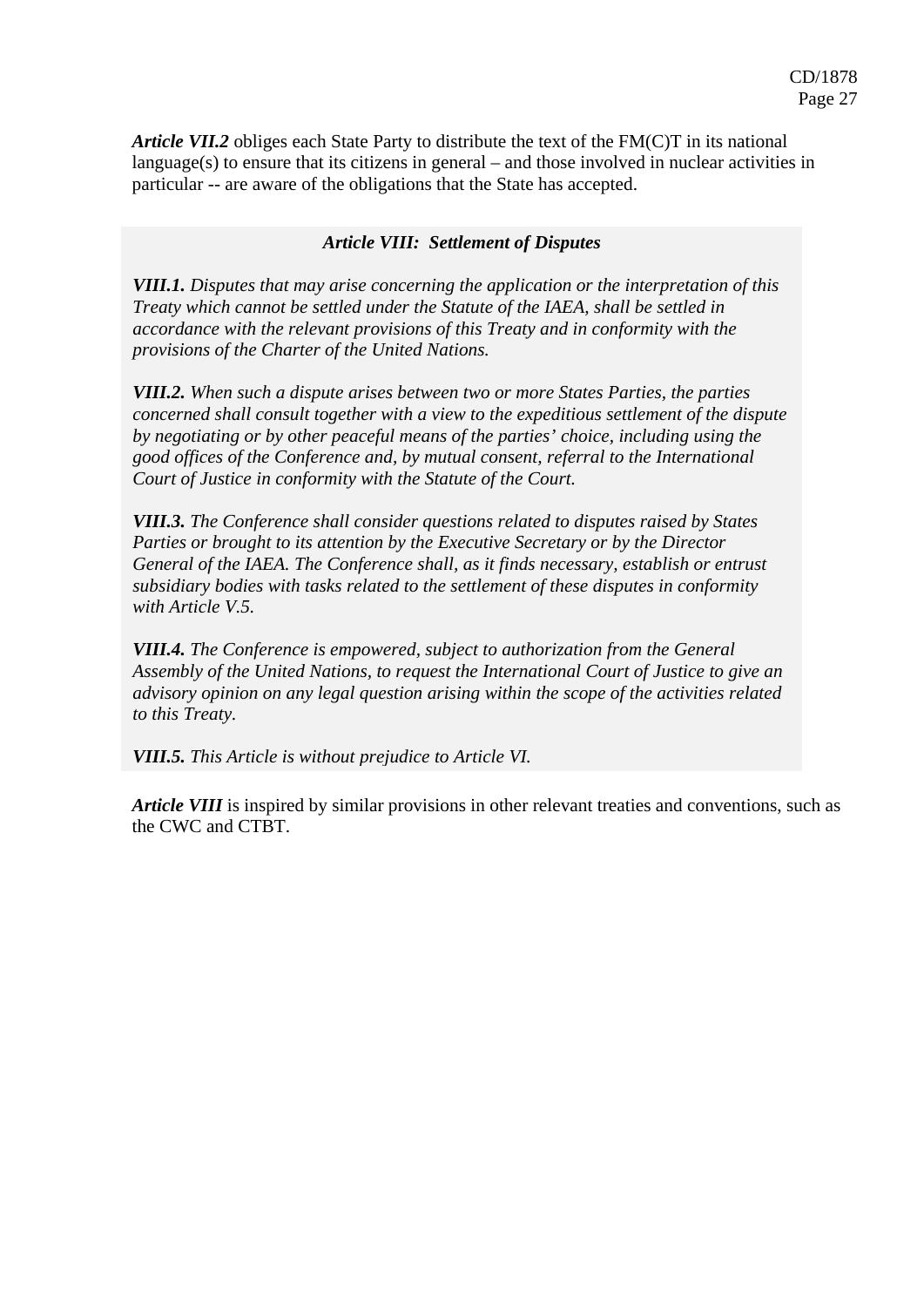***Article VII.2*** obliges each State Party to distribute the text of the FM(C)T in its national language(s) to ensure that its citizens in general – and those involved in nuclear activities in particular -- are aware of the obligations that the State has accepted.

### *Article VIII: Settlement of Disputes*

***VIII.1.*** *Disputes that may arise concerning the application or the interpretation of this Treaty which cannot be settled under the Statute of the IAEA, shall be settled in accordance with the relevant provisions of this Treaty and in conformity with the provisions of the Charter of the United Nations.*

***VIII.2.*** *When such a dispute arises between two or more States Parties, the parties concerned shall consult together with a view to the expeditious settlement of the dispute by negotiating or by other peaceful means of the parties' choice, including using the good offices of the Conference and, by mutual consent, referral to the International Court of Justice in conformity with the Statute of the Court.*

***VIII.3.*** *The Conference shall consider questions related to disputes raised by States Parties or brought to its attention by the Executive Secretary or by the Director General of the IAEA. The Conference shall, as it finds necessary, establish or entrust subsidiary bodies with tasks related to the settlement of these disputes in conformity with Article V.5.*

***VIII.4.*** *The Conference is empowered, subject to authorization from the General Assembly of the United Nations, to request the International Court of Justice to give an advisory opinion on any legal question arising within the scope of the activities related to this Treaty.*

***VIII.5.*** *This Article is without prejudice to Article VI.*

***Article VIII*** is inspired by similar provisions in other relevant treaties and conventions, such as the CWC and CTBT.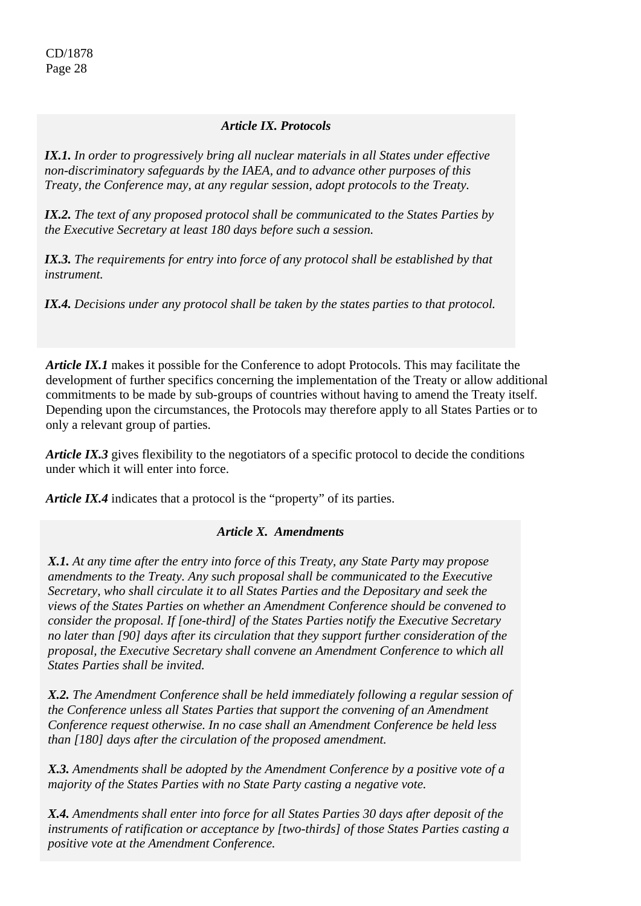### *Article IX. Protocols*

***IX.1.*** *In order to progressively bring all nuclear materials in all States under effective non-discriminatory safeguards by the IAEA, and to advance other purposes of this Treaty, the Conference may, at any regular session, adopt protocols to the Treaty.*

***IX.2.*** *The text of any proposed protocol shall be communicated to the States Parties by the Executive Secretary at least 180 days before such a session.*

***IX.3.*** *The requirements for entry into force of any protocol shall be established by that instrument.*

***IX.4.*** *Decisions under any protocol shall be taken by the states parties to that protocol.*

***Article IX.1*** makes it possible for the Conference to adopt Protocols. This may facilitate the development of further specifics concerning the implementation of the Treaty or allow additional commitments to be made by sub-groups of countries without having to amend the Treaty itself. Depending upon the circumstances, the Protocols may therefore apply to all States Parties or to only a relevant group of parties.

***Article IX.3*** gives flexibility to the negotiators of a specific protocol to decide the conditions under which it will enter into force.

***Article IX.4*** indicates that a protocol is the "property" of its parties.

### *Article X. Amendments*

***X.1.*** *At any time after the entry into force of this Treaty, any State Party may propose amendments to the Treaty. Any such proposal shall be communicated to the Executive Secretary, who shall circulate it to all States Parties and the Depositary and seek the views of the States Parties on whether an Amendment Conference should be convened to consider the proposal. If [one-third] of the States Parties notify the Executive Secretary no later than [90] days after its circulation that they support further consideration of the proposal, the Executive Secretary shall convene an Amendment Conference to which all States Parties shall be invited.*

***X.2.*** *The Amendment Conference shall be held immediately following a regular session of the Conference unless all States Parties that support the convening of an Amendment Conference request otherwise. In no case shall an Amendment Conference be held less than [180] days after the circulation of the proposed amendment.*

***X.3.*** *Amendments shall be adopted by the Amendment Conference by a positive vote of a majority of the States Parties with no State Party casting a negative vote.*

***X.4.*** *Amendments shall enter into force for all States Parties 30 days after deposit of the instruments of ratification or acceptance by [two-thirds] of those States Parties casting a positive vote at the Amendment Conference.*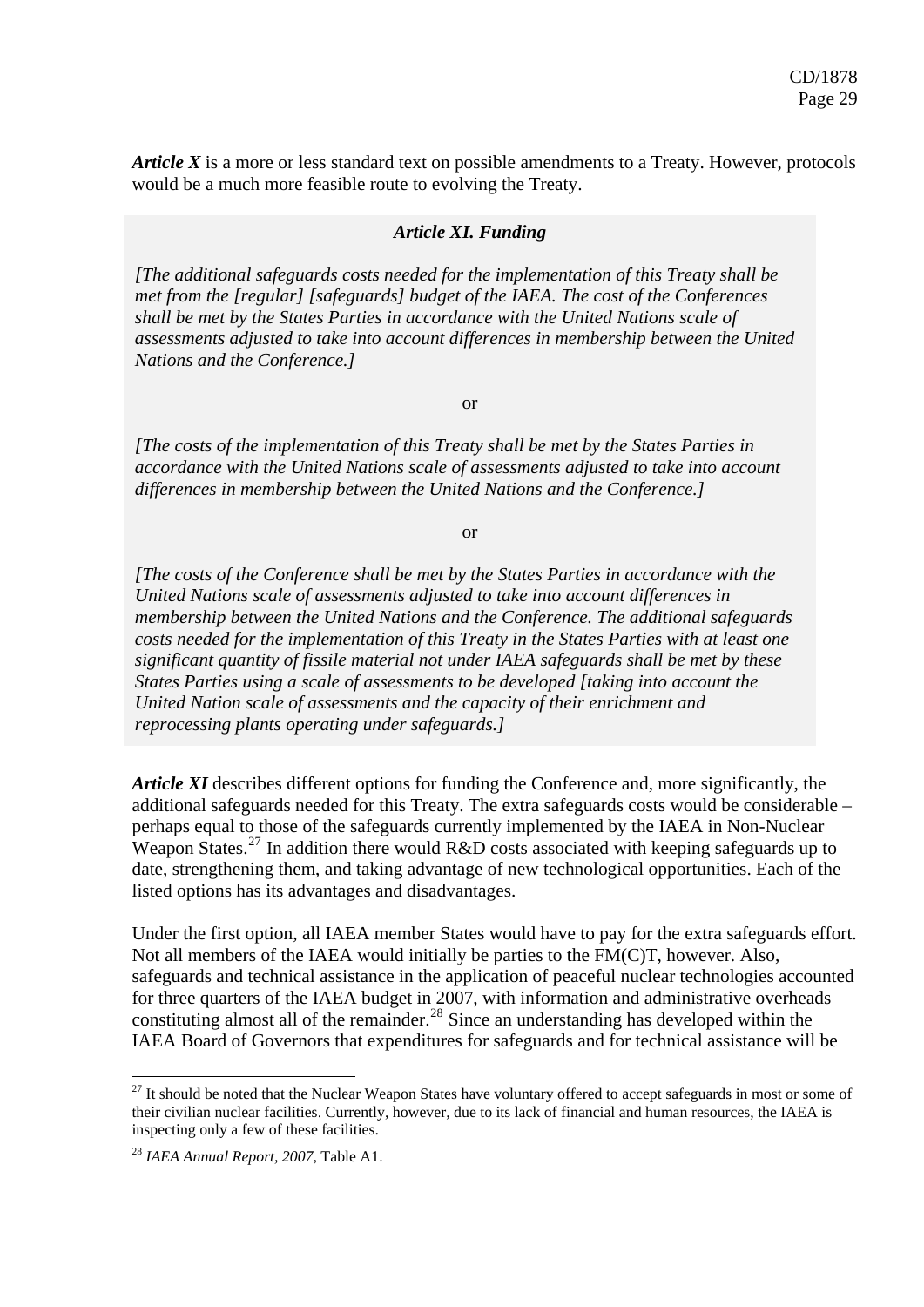***Article X*** is a more or less standard text on possible amendments to a Treaty. However, protocols would be a much more feasible route to evolving the Treaty.

### *Article XI. Funding*

*[The additional safeguards costs needed for the implementation of this Treaty shall be met from the [regular] [safeguards] budget of the IAEA. The cost of the Conferences shall be met by the States Parties in accordance with the United Nations scale of assessments adjusted to take into account differences in membership between the United Nations and the Conference.]*

or

*[The costs of the implementation of this Treaty shall be met by the States Parties in accordance with the United Nations scale of assessments adjusted to take into account differences in membership between the United Nations and the Conference.]*

or

*[The costs of the Conference shall be met by the States Parties in accordance with the United Nations scale of assessments adjusted to take into account differences in membership between the United Nations and the Conference. The additional safeguards costs needed for the implementation of this Treaty in the States Parties with at least one significant quantity of fissile material not under IAEA safeguards shall be met by these States Parties using a scale of assessments to be developed [taking into account the United Nation scale of assessments and the capacity of their enrichment and reprocessing plants operating under safeguards.]*

***Article XI*** describes different options for funding the Conference and, more significantly, the additional safeguards needed for this Treaty. The extra safeguards costs would be considerable – perhaps equal to those of the safeguards currently implemented by the IAEA in Non-Nuclear Weapon States.[27] In addition there would R&D costs associated with keeping safeguards up to date, strengthening them, and taking advantage of new technological opportunities. Each of the listed options has its advantages and disadvantages.

Under the first option, all IAEA member States would have to pay for the extra safeguards effort. Not all members of the IAEA would initially be parties to the FM(C)T, however. Also, safeguards and technical assistance in the application of peaceful nuclear technologies accounted for three quarters of the IAEA budget in 2007, with information and administrative overheads constituting almost all of the remainder.[28] Since an understanding has developed within the IAEA Board of Governors that expenditures for safeguards and for technical assistance will be

---

[27] It should be noted that the Nuclear Weapon States have voluntary offered to accept safeguards in most or some of their civilian nuclear facilities. Currently, however, due to its lack of financial and human resources, the IAEA is inspecting only a few of these facilities.

[28] *IAEA Annual Report, 2007*, Table A1.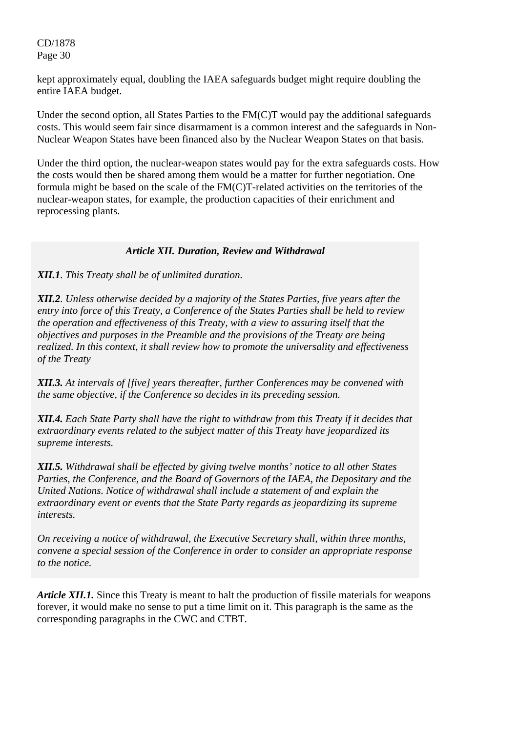kept approximately equal, doubling the IAEA safeguards budget might require doubling the entire IAEA budget.

Under the second option, all States Parties to the FM(C)T would pay the additional safeguards costs. This would seem fair since disarmament is a common interest and the safeguards in Non-Nuclear Weapon States have been financed also by the Nuclear Weapon States on that basis.

Under the third option, the nuclear-weapon states would pay for the extra safeguards costs. How the costs would then be shared among them would be a matter for further negotiation. One formula might be based on the scale of the FM(C)T-related activities on the territories of the nuclear-weapon states, for example, the production capacities of their enrichment and reprocessing plants.

***Article XII. Duration, Review and Withdrawal***

***XII.1****. This Treaty shall be of unlimited duration.*

***XII.2****. Unless otherwise decided by a majority of the States Parties, five years after the entry into force of this Treaty, a Conference of the States Parties shall be held to review the operation and effectiveness of this Treaty, with a view to assuring itself that the objectives and purposes in the Preamble and the provisions of the Treaty are being realized. In this context, it shall review how to promote the universality and effectiveness of the Treaty*

***XII.3.*** *At intervals of [five] years thereafter, further Conferences may be convened with the same objective, if the Conference so decides in its preceding session.*

***XII.4.*** *Each State Party shall have the right to withdraw from this Treaty if it decides that extraordinary events related to the subject matter of this Treaty have jeopardized its supreme interests.*

***XII.5.*** *Withdrawal shall be effected by giving twelve months' notice to all other States Parties, the Conference, and the Board of Governors of the IAEA, the Depositary and the United Nations. Notice of withdrawal shall include a statement of and explain the extraordinary event or events that the State Party regards as jeopardizing its supreme interests.*

*On receiving a notice of withdrawal, the Executive Secretary shall, within three months, convene a special session of the Conference in order to consider an appropriate response to the notice.*

***Article XII.1.*** Since this Treaty is meant to halt the production of fissile materials for weapons forever, it would make no sense to put a time limit on it. This paragraph is the same as the corresponding paragraphs in the CWC and CTBT.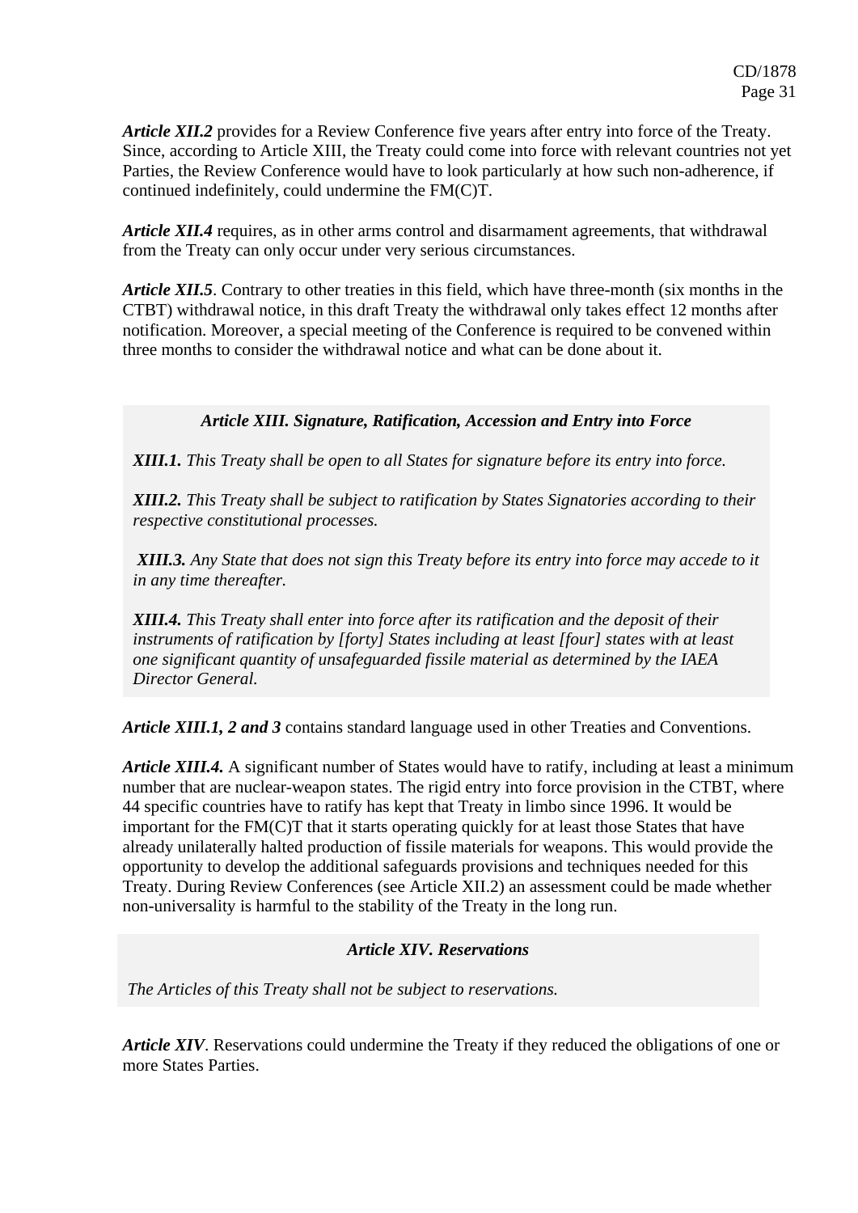***Article XII.2*** provides for a Review Conference five years after entry into force of the Treaty. Since, according to Article XIII, the Treaty could come into force with relevant countries not yet Parties, the Review Conference would have to look particularly at how such non-adherence, if continued indefinitely, could undermine the FM(C)T.

***Article XII.4*** requires, as in other arms control and disarmament agreements, that withdrawal from the Treaty can only occur under very serious circumstances.

***Article XII.5***. Contrary to other treaties in this field, which have three-month (six months in the CTBT) withdrawal notice, in this draft Treaty the withdrawal only takes effect 12 months after notification. Moreover, a special meeting of the Conference is required to be convened within three months to consider the withdrawal notice and what can be done about it.

***Article XIII. Signature, Ratification, Accession and Entry into Force***

***XIII.1.*** *This Treaty shall be open to all States for signature before its entry into force.*

***XIII.2.*** *This Treaty shall be subject to ratification by States Signatories according to their respective constitutional processes.*

***XIII.3.*** *Any State that does not sign this Treaty before its entry into force may accede to it in any time thereafter.*

***XIII.4.*** *This Treaty shall enter into force after its ratification and the deposit of their instruments of ratification by [forty] States including at least [four] states with at least one significant quantity of unsafeguarded fissile material as determined by the IAEA Director General.*

***Article XIII.1, 2 and 3*** contains standard language used in other Treaties and Conventions.

***Article XIII.4.*** A significant number of States would have to ratify, including at least a minimum number that are nuclear-weapon states. The rigid entry into force provision in the CTBT, where 44 specific countries have to ratify has kept that Treaty in limbo since 1996. It would be important for the FM(C)T that it starts operating quickly for at least those States that have already unilaterally halted production of fissile materials for weapons. This would provide the opportunity to develop the additional safeguards provisions and techniques needed for this Treaty. During Review Conferences (see Article XII.2) an assessment could be made whether non-universality is harmful to the stability of the Treaty in the long run.

***Article XIV. Reservations***

*The Articles of this Treaty shall not be subject to reservations.*

***Article XIV***. Reservations could undermine the Treaty if they reduced the obligations of one or more States Parties.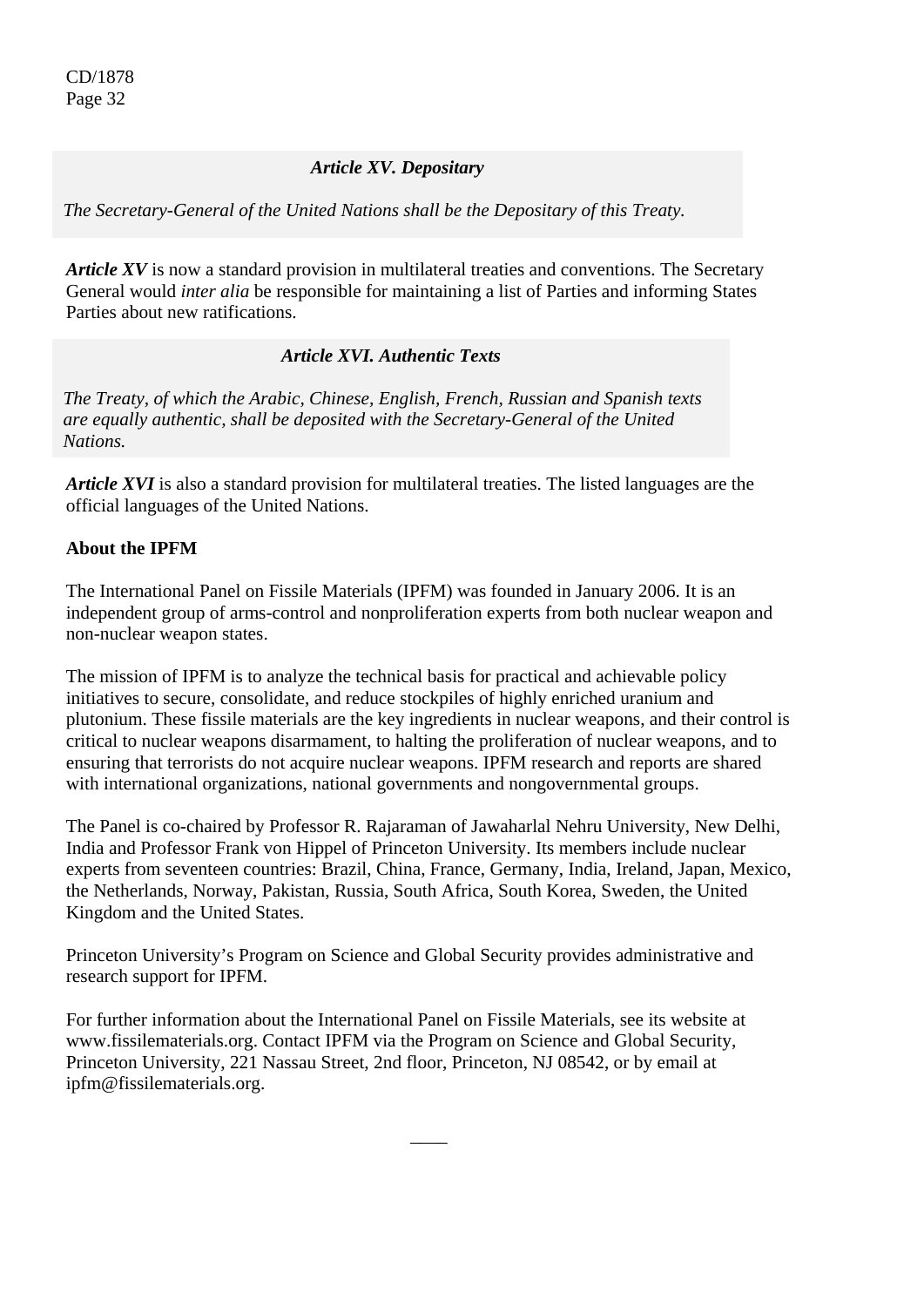***Article XV. Depositary***

*The Secretary-General of the United Nations shall be the Depositary of this Treaty.*

***Article XV*** is now a standard provision in multilateral treaties and conventions. The Secretary General would *inter alia* be responsible for maintaining a list of Parties and informing States Parties about new ratifications.

***Article XVI. Authentic Texts***

*The Treaty, of which the Arabic, Chinese, English, French, Russian and Spanish texts are equally authentic, shall be deposited with the Secretary-General of the United Nations.*

***Article XVI*** is also a standard provision for multilateral treaties. The listed languages are the official languages of the United Nations.

**About the IPFM**

The International Panel on Fissile Materials (IPFM) was founded in January 2006. It is an independent group of arms-control and nonproliferation experts from both nuclear weapon and non-nuclear weapon states.

The mission of IPFM is to analyze the technical basis for practical and achievable policy initiatives to secure, consolidate, and reduce stockpiles of highly enriched uranium and plutonium. These fissile materials are the key ingredients in nuclear weapons, and their control is critical to nuclear weapons disarmament, to halting the proliferation of nuclear weapons, and to ensuring that terrorists do not acquire nuclear weapons. IPFM research and reports are shared with international organizations, national governments and nongovernmental groups.

The Panel is co-chaired by Professor R. Rajaraman of Jawaharlal Nehru University, New Delhi, India and Professor Frank von Hippel of Princeton University. Its members include nuclear experts from seventeen countries: Brazil, China, France, Germany, India, Ireland, Japan, Mexico, the Netherlands, Norway, Pakistan, Russia, South Africa, South Korea, Sweden, the United Kingdom and the United States.

Princeton University's Program on Science and Global Security provides administrative and research support for IPFM.

For further information about the International Panel on Fissile Materials, see its website at www.fissilematerials.org. Contact IPFM via the Program on Science and Global Security, Princeton University, 221 Nassau Street, 2nd floor, Princeton, NJ 08542, or by email at ipfm@fissilematerials.org.

____